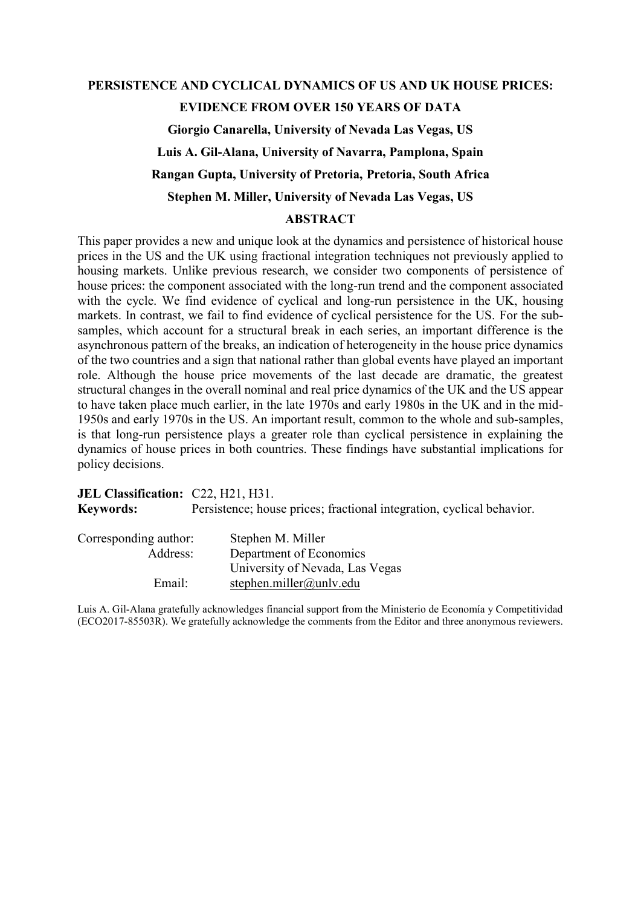# PERSISTENCE AND CYCLICAL DYNAMICS OF US AND UK HOUSE PRICES: EVIDENCE FROM OVER 150 YEARS OF DATA

**Giorgio Canarella, University of Nevada Las Vegas, US**

**Luis A. Gil-Alana, University of Navarra, Pamplona, Spain**

**Rangan Gupta, University of Pretoria, Pretoria, South Africa**

**Stephen M. Miller, University of Nevada Las Vegas, US**

## ABSTRACT

This paper provides a new and unique look at the dynamics and persistence of historical house prices in the US and the UK using fractional integration techniques not previously applied to housing markets. Unlike previous research, we consider two components of persistence of house prices: the component associated with the long-run trend and the component associated with the cycle. We find evidence of cyclical and long-run persistence in the UK, housing markets. In contrast, we fail to find evidence of cyclical persistence for the US. For the sub-samples, which account for a structural break in each series, an important difference is the asynchronous pattern of the breaks, an indication of heterogeneity in the house price dynamics of the two countries and a sign that national rather than global events have played an important role. Although the house price movements of the last decade are dramatic, the greatest structural changes in the overall nominal and real price dynamics of the UK and the US appear to have taken place much earlier, in the late 1970s and early 1980s in the UK and in the mid-1950s and early 1970s in the US. An important result, common to the whole and sub-samples, is that long-run persistence plays a greater role than cyclical persistence in explaining the dynamics of house prices in both countries. These findings have substantial implications for policy decisions.

**JEL Classification:** C22, H21, H31.

**Keywords:** Persistence; house prices; fractional integration, cyclical behavior.

Corresponding author: Stephen M. Miller
Address: Department of Economics
University of Nevada, Las Vegas
Email: stephen.miller@unlv.edu

Luis A. Gil-Alana gratefully acknowledges financial support from the Ministerio de Economía y Competitividad (ECO2017-85503R). We gratefully acknowledge the comments from the Editor and three anonymous reviewers.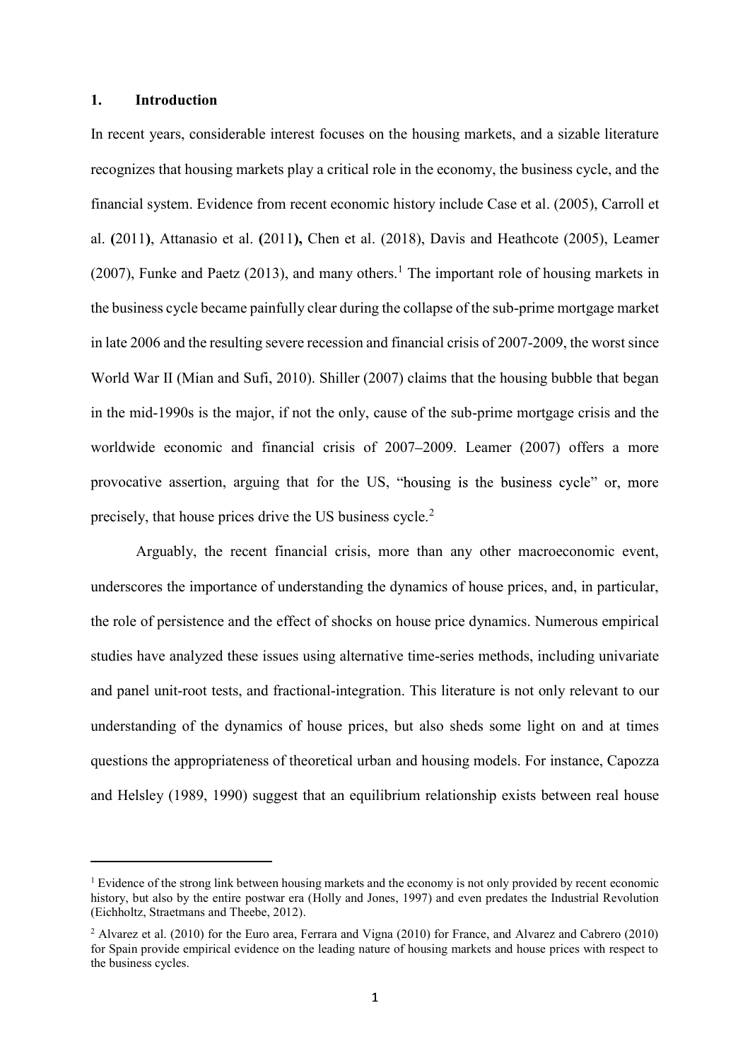## 1. Introduction

In recent years, considerable interest focuses on the housing markets, and a sizable literature recognizes that housing markets play a critical role in the economy, the business cycle, and the financial system. Evidence from recent economic history include Case et al. (2005), Carroll et al. (2011), Attanasio et al. (2011), Chen et al. (2018), Davis and Heathcote (2005), Leamer (2007), Funke and Paetz (2013), and many others.[1] The important role of housing markets in the business cycle became painfully clear during the collapse of the sub-prime mortgage market in late 2006 and the resulting severe recession and financial crisis of 2007-2009, the worst since World War II (Mian and Sufi, 2010). Shiller (2007) claims that the housing bubble that began in the mid-1990s is the major, if not the only, cause of the sub-prime mortgage crisis and the worldwide economic and financial crisis of 2007–2009. Leamer (2007) offers a more provocative assertion, arguing that for the US, "housing is the business cycle" or, more precisely, that house prices drive the US business cycle.[2]

Arguably, the recent financial crisis, more than any other macroeconomic event, underscores the importance of understanding the dynamics of house prices, and, in particular, the role of persistence and the effect of shocks on house price dynamics. Numerous empirical studies have analyzed these issues using alternative time-series methods, including univariate and panel unit-root tests, and fractional-integration. This literature is not only relevant to our understanding of the dynamics of house prices, but also sheds some light on and at times questions the appropriateness of theoretical urban and housing models. For instance, Capozza and Helsley (1989, 1990) suggest that an equilibrium relationship exists between real house

---

[1] Evidence of the strong link between housing markets and the economy is not only provided by recent economic history, but also by the entire postwar era (Holly and Jones, 1997) and even predates the Industrial Revolution (Eichholtz, Straetmans and Theebe, 2012).

[2] Alvarez et al. (2010) for the Euro area, Ferrara and Vigna (2010) for France, and Alvarez and Cabrero (2010) for Spain provide empirical evidence on the leading nature of housing markets and house prices with respect to the business cycles.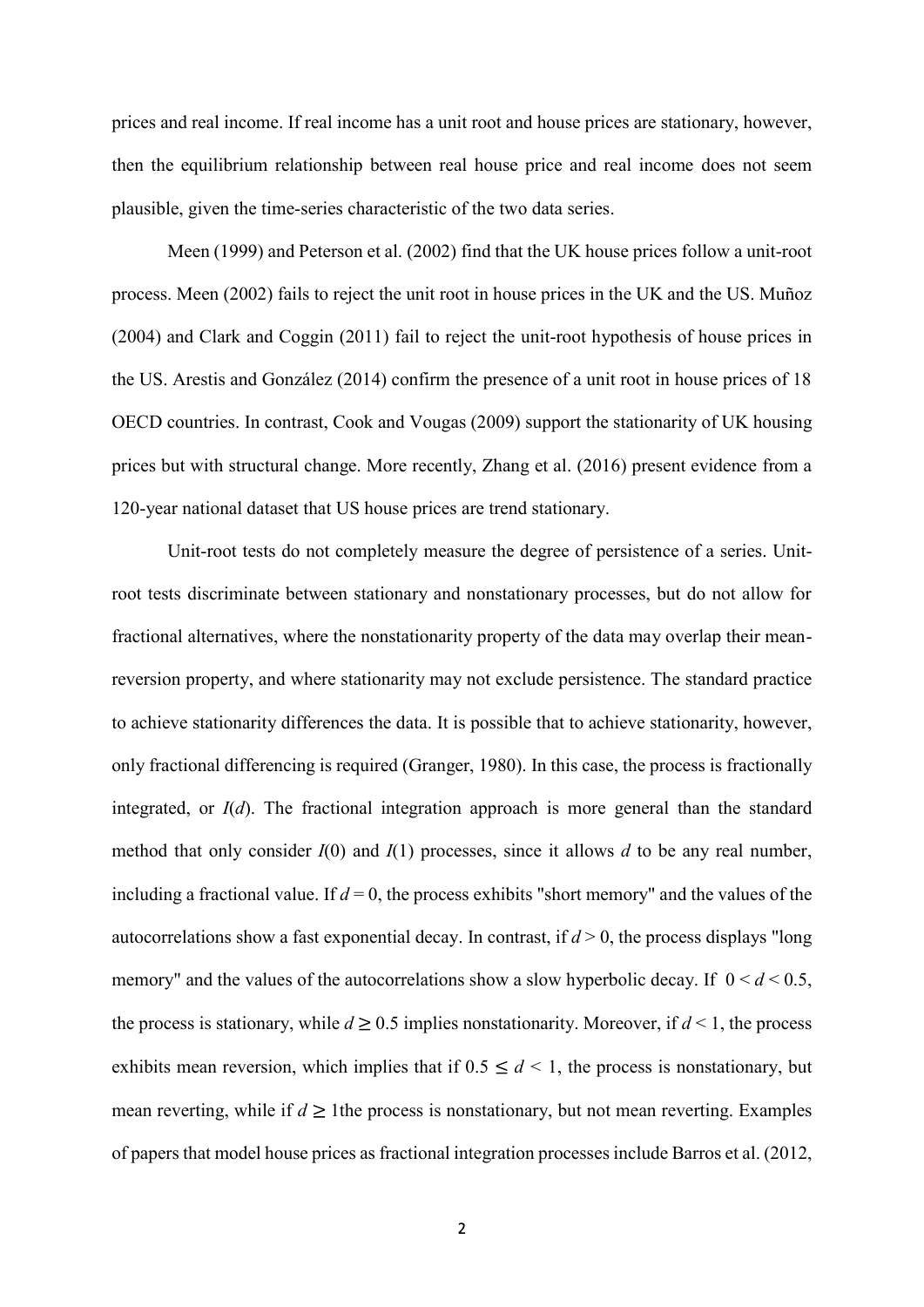prices and real income. If real income has a unit root and house prices are stationary, however, then the equilibrium relationship between real house price and real income does not seem plausible, given the time-series characteristic of the two data series.

Meen (1999) and Peterson et al. (2002) find that the UK house prices follow a unit-root process. Meen (2002) fails to reject the unit root in house prices in the UK and the US. Muñoz (2004) and Clark and Coggin (2011) fail to reject the unit-root hypothesis of house prices in the US. Arestis and González (2014) confirm the presence of a unit root in house prices of 18 OECD countries. In contrast, Cook and Vougas (2009) support the stationarity of UK housing prices but with structural change. More recently, Zhang et al. (2016) present evidence from a 120-year national dataset that US house prices are trend stationary.

Unit-root tests do not completely measure the degree of persistence of a series. Unit-root tests discriminate between stationary and nonstationary processes, but do not allow for fractional alternatives, where the nonstationarity property of the data may overlap their mean-reversion property, and where stationarity may not exclude persistence. The standard practice to achieve stationarity differences the data. It is possible that to achieve stationarity, however, only fractional differencing is required (Granger, 1980). In this case, the process is fractionally integrated, or $I(d)$. The fractional integration approach is more general than the standard method that only consider $I(0)$ and $I(1)$ processes, since it allows $d$ to be any real number, including a fractional value. If $d = 0$, the process exhibits "short memory" and the values of the autocorrelations show a fast exponential decay. In contrast, if $d > 0$, the process displays "long memory" and the values of the autocorrelations show a slow hyperbolic decay. If $0 < d < 0.5$, the process is stationary, while $d \geq 0.5$ implies nonstationarity. Moreover, if $d < 1$, the process exhibits mean reversion, which implies that if $0.5 \leq d < 1$, the process is nonstationary, but mean reverting, while if $d \geq 1$the process is nonstationary, but not mean reverting. Examples of papers that model house prices as fractional integration processes include Barros et al. (2012,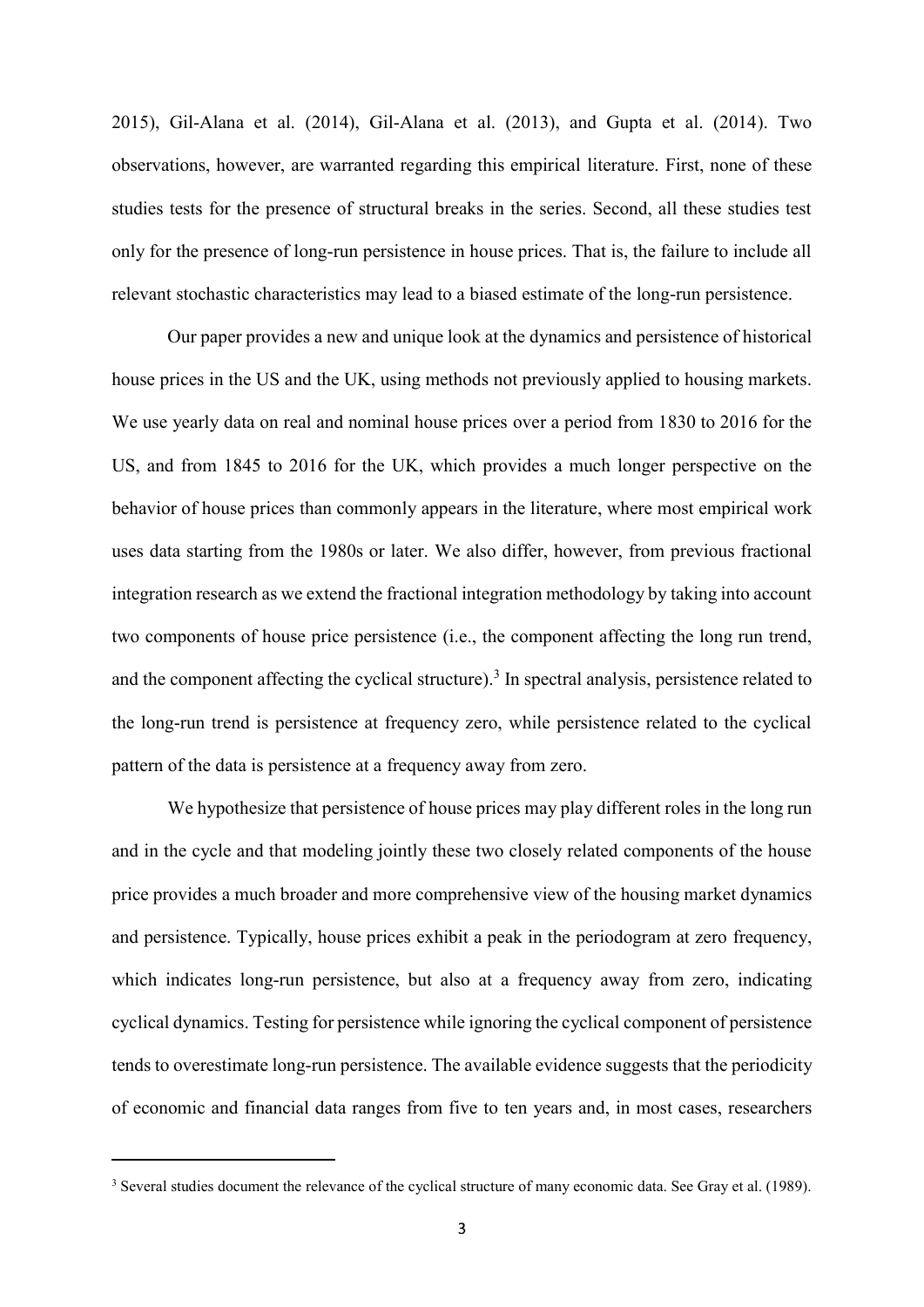2015), Gil-Alana et al. (2014), Gil-Alana et al. (2013), and Gupta et al. (2014). Two observations, however, are warranted regarding this empirical literature. First, none of these studies tests for the presence of structural breaks in the series. Second, all these studies test only for the presence of long-run persistence in house prices. That is, the failure to include all relevant stochastic characteristics may lead to a biased estimate of the long-run persistence.

Our paper provides a new and unique look at the dynamics and persistence of historical house prices in the US and the UK, using methods not previously applied to housing markets. We use yearly data on real and nominal house prices over a period from 1830 to 2016 for the US, and from 1845 to 2016 for the UK, which provides a much longer perspective on the behavior of house prices than commonly appears in the literature, where most empirical work uses data starting from the 1980s or later. We also differ, however, from previous fractional integration research as we extend the fractional integration methodology by taking into account two components of house price persistence (i.e., the component affecting the long run trend, and the component affecting the cyclical structure).[3] In spectral analysis, persistence related to the long-run trend is persistence at frequency zero, while persistence related to the cyclical pattern of the data is persistence at a frequency away from zero.

We hypothesize that persistence of house prices may play different roles in the long run and in the cycle and that modeling jointly these two closely related components of the house price provides a much broader and more comprehensive view of the housing market dynamics and persistence. Typically, house prices exhibit a peak in the periodogram at zero frequency, which indicates long-run persistence, but also at a frequency away from zero, indicating cyclical dynamics. Testing for persistence while ignoring the cyclical component of persistence tends to overestimate long-run persistence. The available evidence suggests that the periodicity of economic and financial data ranges from five to ten years and, in most cases, researchers

[3] Several studies document the relevance of the cyclical structure of many economic data. See Gray et al. (1989).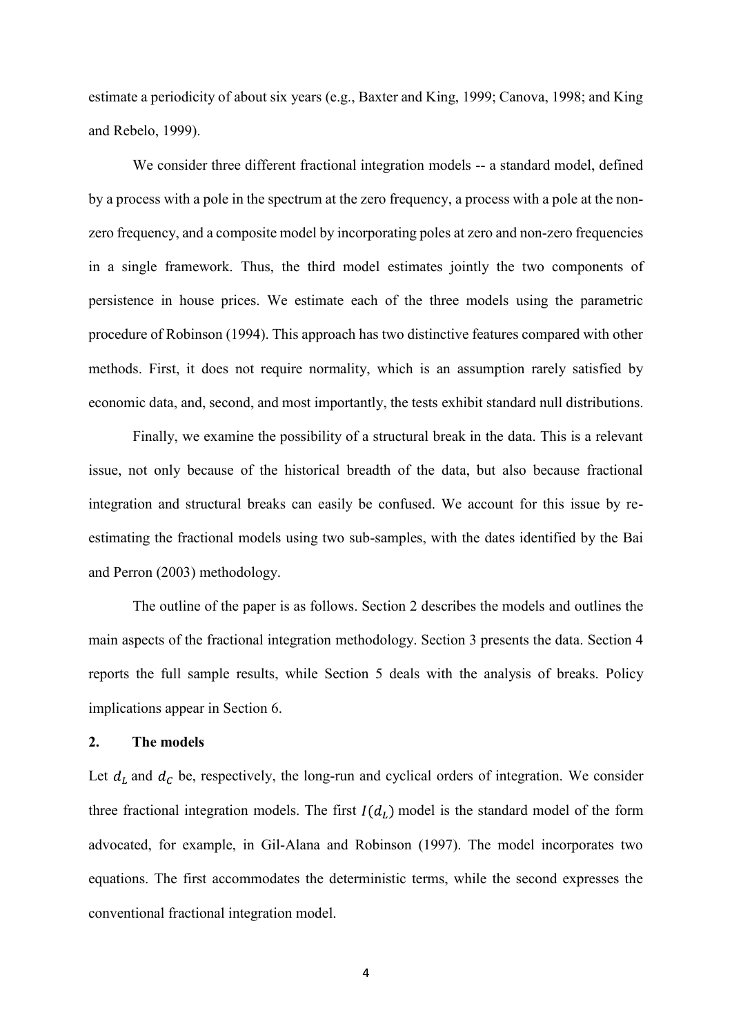estimate a periodicity of about six years (e.g., Baxter and King, 1999; Canova, 1998; and King and Rebelo, 1999).

We consider three different fractional integration models -- a standard model, defined by a process with a pole in the spectrum at the zero frequency, a process with a pole at the non-zero frequency, and a composite model by incorporating poles at zero and non-zero frequencies in a single framework. Thus, the third model estimates jointly the two components of persistence in house prices. We estimate each of the three models using the parametric procedure of Robinson (1994). This approach has two distinctive features compared with other methods. First, it does not require normality, which is an assumption rarely satisfied by economic data, and, second, and most importantly, the tests exhibit standard null distributions.

Finally, we examine the possibility of a structural break in the data. This is a relevant issue, not only because of the historical breadth of the data, but also because fractional integration and structural breaks can easily be confused. We account for this issue by re-estimating the fractional models using two sub-samples, with the dates identified by the Bai and Perron (2003) methodology.

The outline of the paper is as follows. Section 2 describes the models and outlines the main aspects of the fractional integration methodology. Section 3 presents the data. Section 4 reports the full sample results, while Section 5 deals with the analysis of breaks. Policy implications appear in Section 6.

## 2. The models

Let $d_L$ and $d_C$ be, respectively, the long-run and cyclical orders of integration. We consider three fractional integration models. The first $I(d_L)$ model is the standard model of the form advocated, for example, in Gil-Alana and Robinson (1997). The model incorporates two equations. The first accommodates the deterministic terms, while the second expresses the conventional fractional integration model.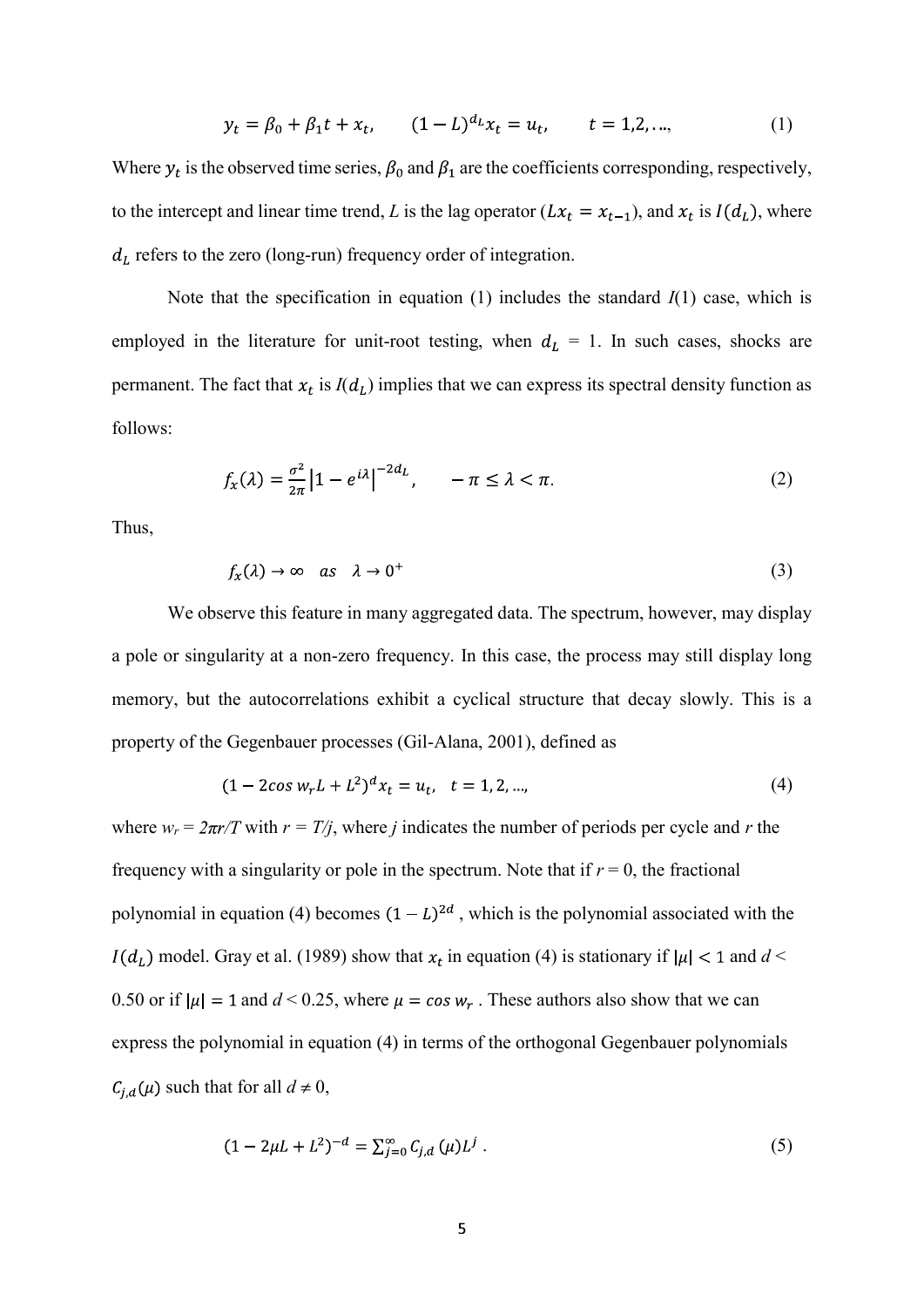$$y_t = \beta_0 + \beta_1 t + x_t, \qquad (1-L)^{d_L} x_t = u_t, \qquad t = 1,2,\ldots, \tag{1}$$

Where $y_t$ is the observed time series, $\beta_0$ and $\beta_1$ are the coefficients corresponding, respectively, to the intercept and linear time trend, *L* is the lag operator ($Lx_t = x_{t-1}$), and $x_t$ is $I(d_L)$, where $d_L$ refers to the zero (long-run) frequency order of integration.

Note that the specification in equation (1) includes the standard *I*(1) case, which is employed in the literature for unit-root testing, when $d_L$ = 1. In such cases, shocks are permanent. The fact that $x_t$ is $I(d_L)$ implies that we can express its spectral density function as follows:

$$f_x(\lambda) = \frac{\sigma^2}{2\pi}\left|1 - e^{i\lambda}\right|^{-2d_L}, \qquad -\pi \leq \lambda < \pi. \tag{2}$$

Thus,

$$f_x(\lambda) \to \infty \quad as \quad \lambda \to 0^+ \tag{3}$$

We observe this feature in many aggregated data. The spectrum, however, may display a pole or singularity at a non-zero frequency. In this case, the process may still display long memory, but the autocorrelations exhibit a cyclical structure that decay slowly. This is a property of the Gegenbauer processes (Gil-Alana, 2001), defined as

$$(1 - 2\cos w_r L + L^2)^d x_t = u_t, \quad t = 1, 2, \ldots, \tag{4}$$

where $w_r = 2\pi r/T$ with $r = T/j$, where *j* indicates the number of periods per cycle and *r* the frequency with a singularity or pole in the spectrum. Note that if *r* = 0, the fractional polynomial in equation (4) becomes $(1 - L)^{2d}$, which is the polynomial associated with the $I(d_L)$ model. Gray et al. (1989) show that $x_t$ in equation (4) is stationary if $|\mu| < 1$ and $d < 0.50$ or if $|\mu| = 1$ and $d < 0.25$, where $\mu = \cos w_r$. These authors also show that we can express the polynomial in equation (4) in terms of the orthogonal Gegenbauer polynomials $C_{j,d}(\mu)$ such that for all $d \neq 0$,

$$(1 - 2\mu L + L^2)^{-d} = \sum_{j=0}^{\infty} C_{j,d}(\mu) L^j. \tag{5}$$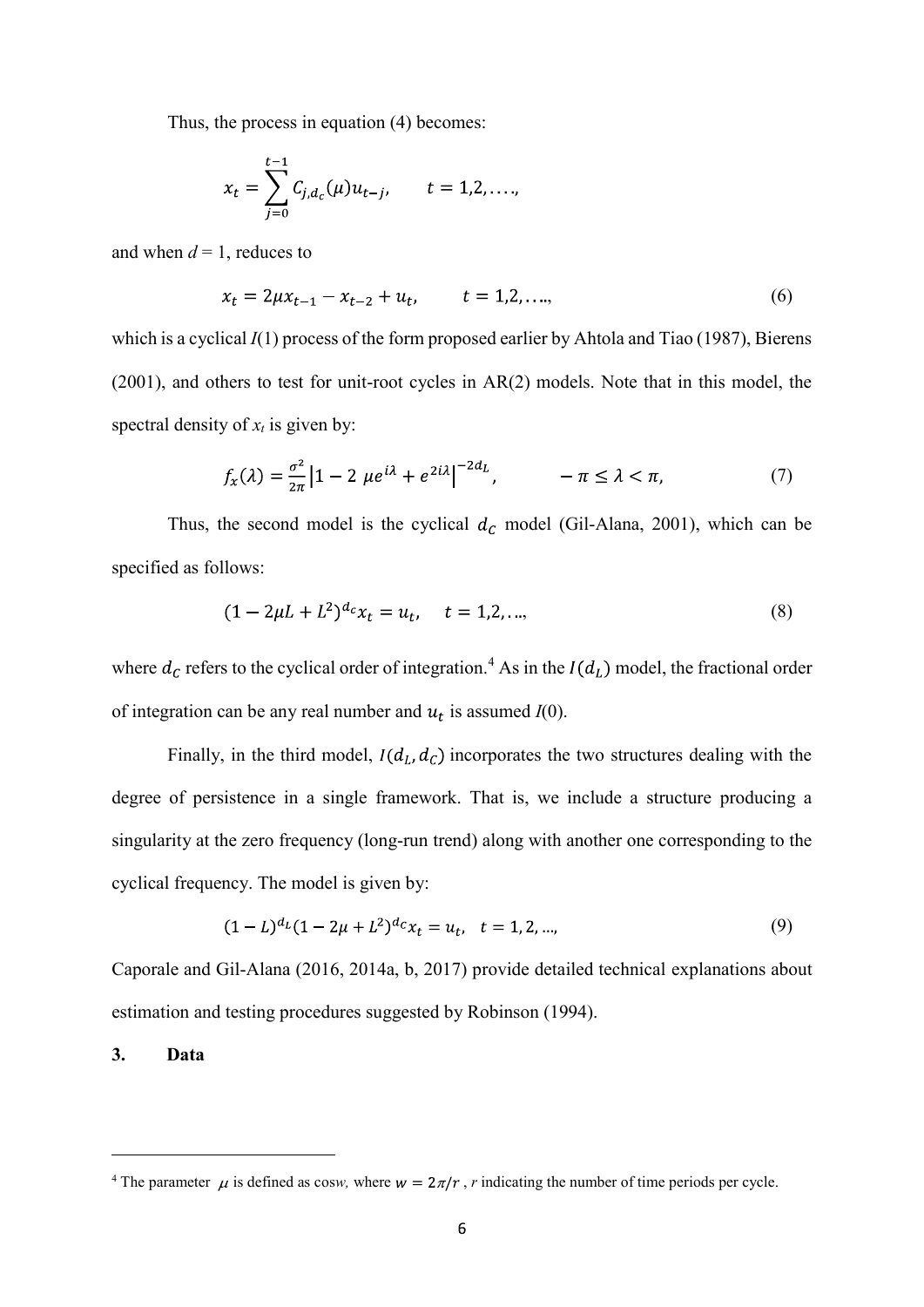Thus, the process in equation (4) becomes:

$$x_t = \sum_{j=0}^{t-1} C_{j,d_c}(\mu) u_{t-j}, \qquad t = 1, 2, \dots,$$

and when $d = 1$, reduces to

$$x_t = 2\mu x_{t-1} - x_{t-2} + u_t, \qquad t = 1, 2, \dots, \tag{6}$$

which is a cyclical $I(1)$ process of the form proposed earlier by Ahtola and Tiao (1987), Bierens (2001), and others to test for unit-root cycles in AR(2) models. Note that in this model, the spectral density of $x_t$ is given by:

$$f_x(\lambda) = \frac{\sigma^2}{2\pi} \left| 1 - 2\,\mu e^{i\lambda} + e^{2i\lambda} \right|^{-2d_L}, \qquad -\pi \le \lambda < \pi, \tag{7}$$

Thus, the second model is the cyclical $d_C$ model (Gil-Alana, 2001), which can be specified as follows:

$$(1 - 2\mu L + L^2)^{d_C} x_t = u_t, \quad t = 1, 2, \dots, \tag{8}$$

where $d_C$ refers to the cyclical order of integration.[4] As in the $I(d_L)$ model, the fractional order of integration can be any real number and $u_t$ is assumed $I(0)$.

Finally, in the third model, $I(d_L, d_C)$ incorporates the two structures dealing with the degree of persistence in a single framework. That is, we include a structure producing a singularity at the zero frequency (long-run trend) along with another one corresponding to the cyclical frequency. The model is given by:

$$(1 - L)^{d_L}(1 - 2\mu + L^2)^{d_C} x_t = u_t, \quad t = 1, 2, \dots, \tag{9}$$

Caporale and Gil-Alana (2016, 2014a, b, 2017) provide detailed technical explanations about estimation and testing procedures suggested by Robinson (1994).

## 3. Data

[4] The parameter $\mu$ is defined as cos$w$, where $w = 2\pi/r$ , $r$ indicating the number of time periods per cycle.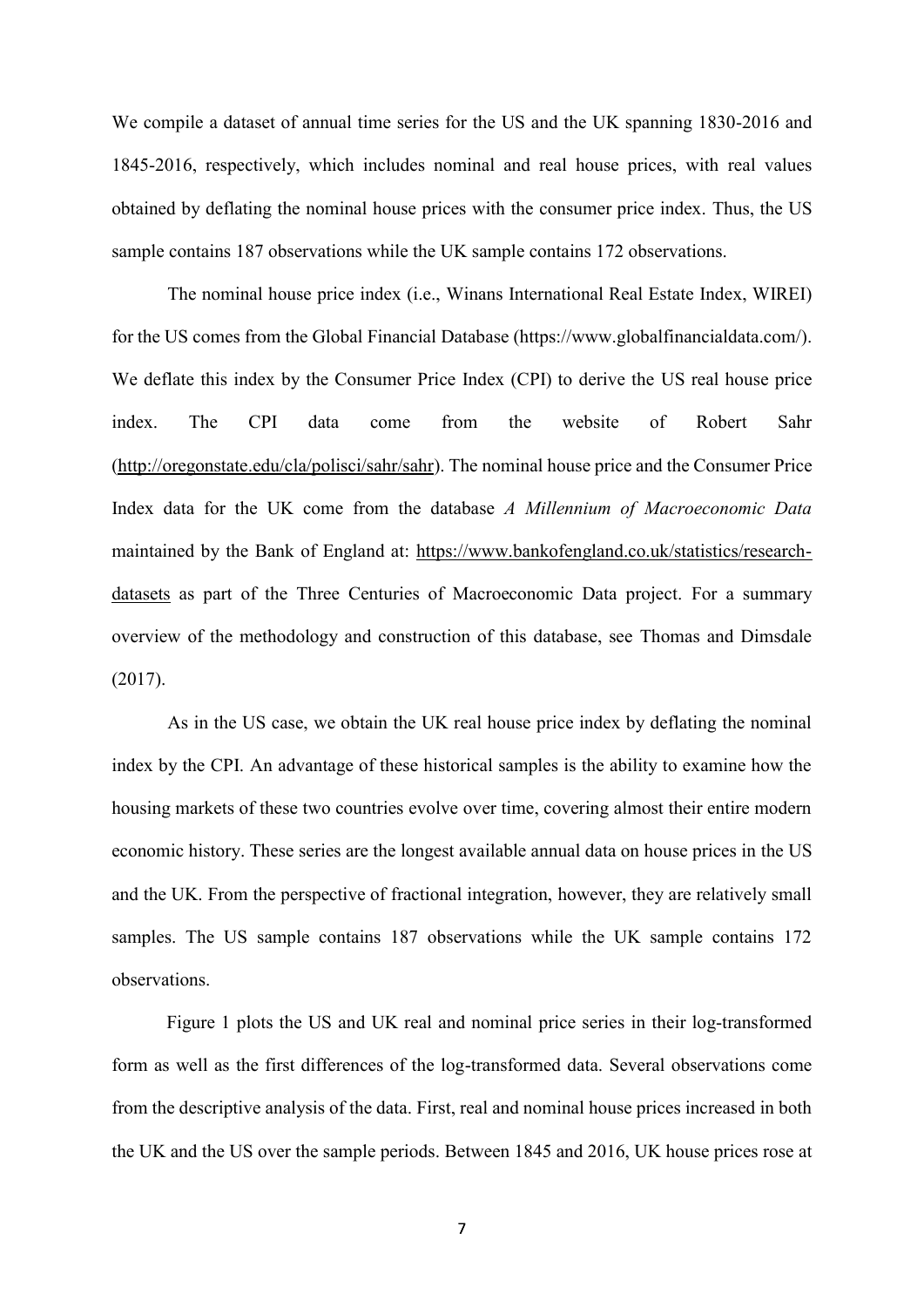We compile a dataset of annual time series for the US and the UK spanning 1830-2016 and 1845-2016, respectively, which includes nominal and real house prices, with real values obtained by deflating the nominal house prices with the consumer price index. Thus, the US sample contains 187 observations while the UK sample contains 172 observations.

The nominal house price index (i.e., Winans International Real Estate Index, WIREI) for the US comes from the Global Financial Database (https://www.globalfinancialdata.com/). We deflate this index by the Consumer Price Index (CPI) to derive the US real house price index. The CPI data come from the website of Robert Sahr (http://oregonstate.edu/cla/polisci/sahr/sahr). The nominal house price and the Consumer Price Index data for the UK come from the database *A Millennium of Macroeconomic Data* maintained by the Bank of England at: https://www.bankofengland.co.uk/statistics/research-datasets as part of the Three Centuries of Macroeconomic Data project. For a summary overview of the methodology and construction of this database, see Thomas and Dimsdale (2017).

As in the US case, we obtain the UK real house price index by deflating the nominal index by the CPI. An advantage of these historical samples is the ability to examine how the housing markets of these two countries evolve over time, covering almost their entire modern economic history. These series are the longest available annual data on house prices in the US and the UK. From the perspective of fractional integration, however, they are relatively small samples. The US sample contains 187 observations while the UK sample contains 172 observations.

Figure 1 plots the US and UK real and nominal price series in their log-transformed form as well as the first differences of the log-transformed data. Several observations come from the descriptive analysis of the data. First, real and nominal house prices increased in both the UK and the US over the sample periods. Between 1845 and 2016, UK house prices rose at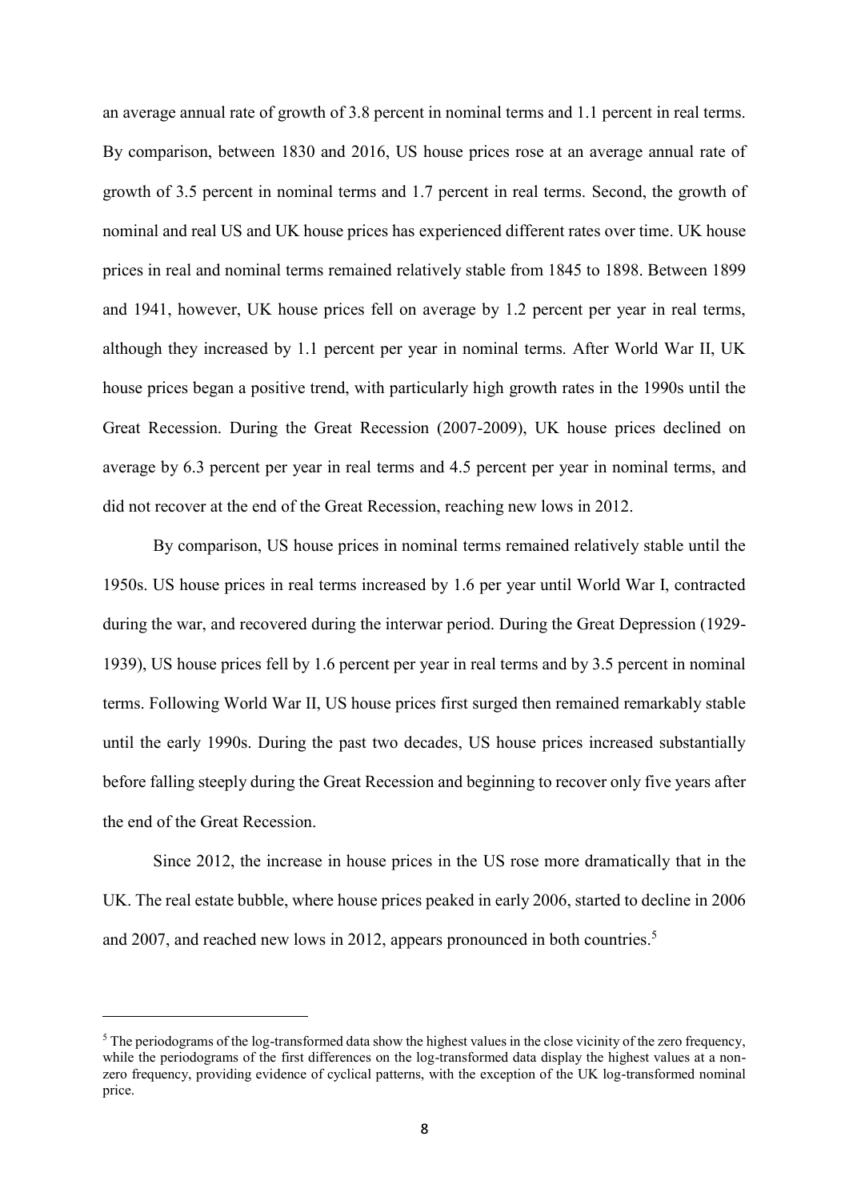an average annual rate of growth of 3.8 percent in nominal terms and 1.1 percent in real terms. By comparison, between 1830 and 2016, US house prices rose at an average annual rate of growth of 3.5 percent in nominal terms and 1.7 percent in real terms. Second, the growth of nominal and real US and UK house prices has experienced different rates over time. UK house prices in real and nominal terms remained relatively stable from 1845 to 1898. Between 1899 and 1941, however, UK house prices fell on average by 1.2 percent per year in real terms, although they increased by 1.1 percent per year in nominal terms. After World War II, UK house prices began a positive trend, with particularly high growth rates in the 1990s until the Great Recession. During the Great Recession (2007-2009), UK house prices declined on average by 6.3 percent per year in real terms and 4.5 percent per year in nominal terms, and did not recover at the end of the Great Recession, reaching new lows in 2012.

By comparison, US house prices in nominal terms remained relatively stable until the 1950s. US house prices in real terms increased by 1.6 per year until World War I, contracted during the war, and recovered during the interwar period. During the Great Depression (1929-1939), US house prices fell by 1.6 percent per year in real terms and by 3.5 percent in nominal terms. Following World War II, US house prices first surged then remained remarkably stable until the early 1990s. During the past two decades, US house prices increased substantially before falling steeply during the Great Recession and beginning to recover only five years after the end of the Great Recession.

Since 2012, the increase in house prices in the US rose more dramatically that in the UK. The real estate bubble, where house prices peaked in early 2006, started to decline in 2006 and 2007, and reached new lows in 2012, appears pronounced in both countries.[5]

[5] The periodograms of the log-transformed data show the highest values in the close vicinity of the zero frequency, while the periodograms of the first differences on the log-transformed data display the highest values at a non-zero frequency, providing evidence of cyclical patterns, with the exception of the UK log-transformed nominal price.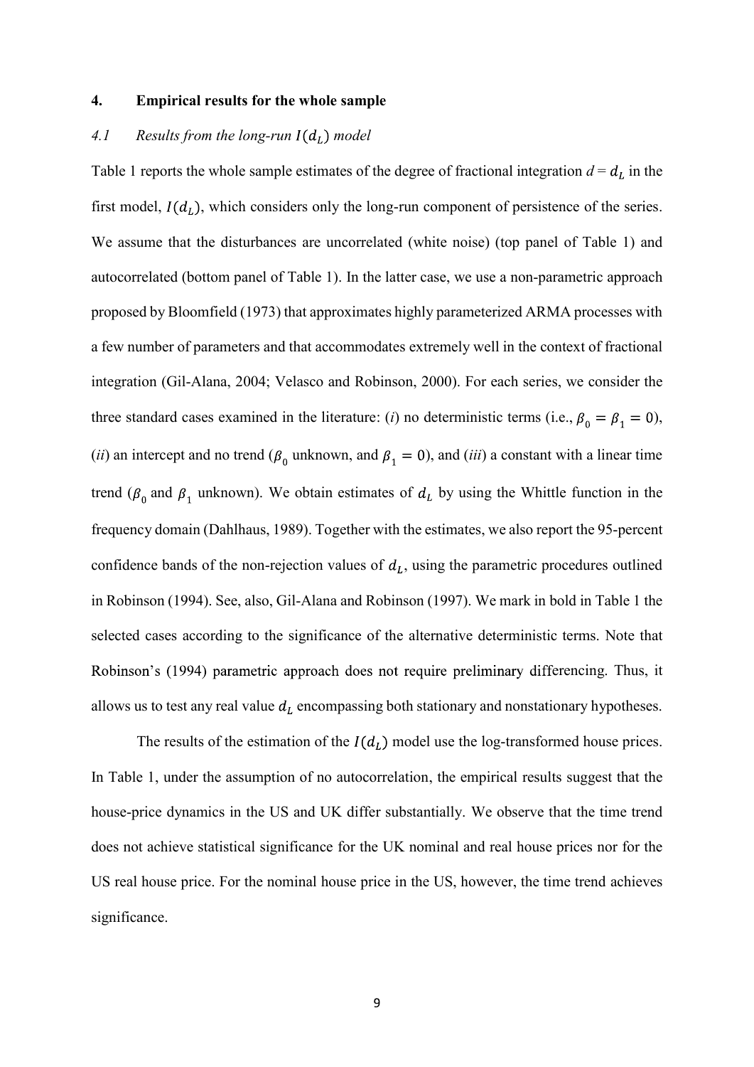## 4. Empirical results for the whole sample

### *4.1 Results from the long-run $I(d_L)$ model*

Table 1 reports the whole sample estimates of the degree of fractional integration $d = d_L$ in the first model, $I(d_L)$, which considers only the long-run component of persistence of the series. We assume that the disturbances are uncorrelated (white noise) (top panel of Table 1) and autocorrelated (bottom panel of Table 1). In the latter case, we use a non-parametric approach proposed by Bloomfield (1973) that approximates highly parameterized ARMA processes with a few number of parameters and that accommodates extremely well in the context of fractional integration (Gil-Alana, 2004; Velasco and Robinson, 2000). For each series, we consider the three standard cases examined in the literature: (*i*) no deterministic terms (i.e., $\beta_0 = \beta_1 = 0$), (*ii*) an intercept and no trend ($\beta_0$ unknown, and $\beta_1 = 0$), and (*iii*) a constant with a linear time trend ($\beta_0$ and $\beta_1$ unknown). We obtain estimates of $d_L$ by using the Whittle function in the frequency domain (Dahlhaus, 1989). Together with the estimates, we also report the 95-percent confidence bands of the non-rejection values of $d_L$, using the parametric procedures outlined in Robinson (1994). See, also, Gil-Alana and Robinson (1997). We mark in bold in Table 1 the selected cases according to the significance of the alternative deterministic terms. Note that Robinson's (1994) parametric approach does not require preliminary differencing. Thus, it allows us to test any real value $d_L$ encompassing both stationary and nonstationary hypotheses.

The results of the estimation of the $I(d_L)$ model use the log-transformed house prices. In Table 1, under the assumption of no autocorrelation, the empirical results suggest that the house-price dynamics in the US and UK differ substantially. We observe that the time trend does not achieve statistical significance for the UK nominal and real house prices nor for the US real house price. For the nominal house price in the US, however, the time trend achieves significance.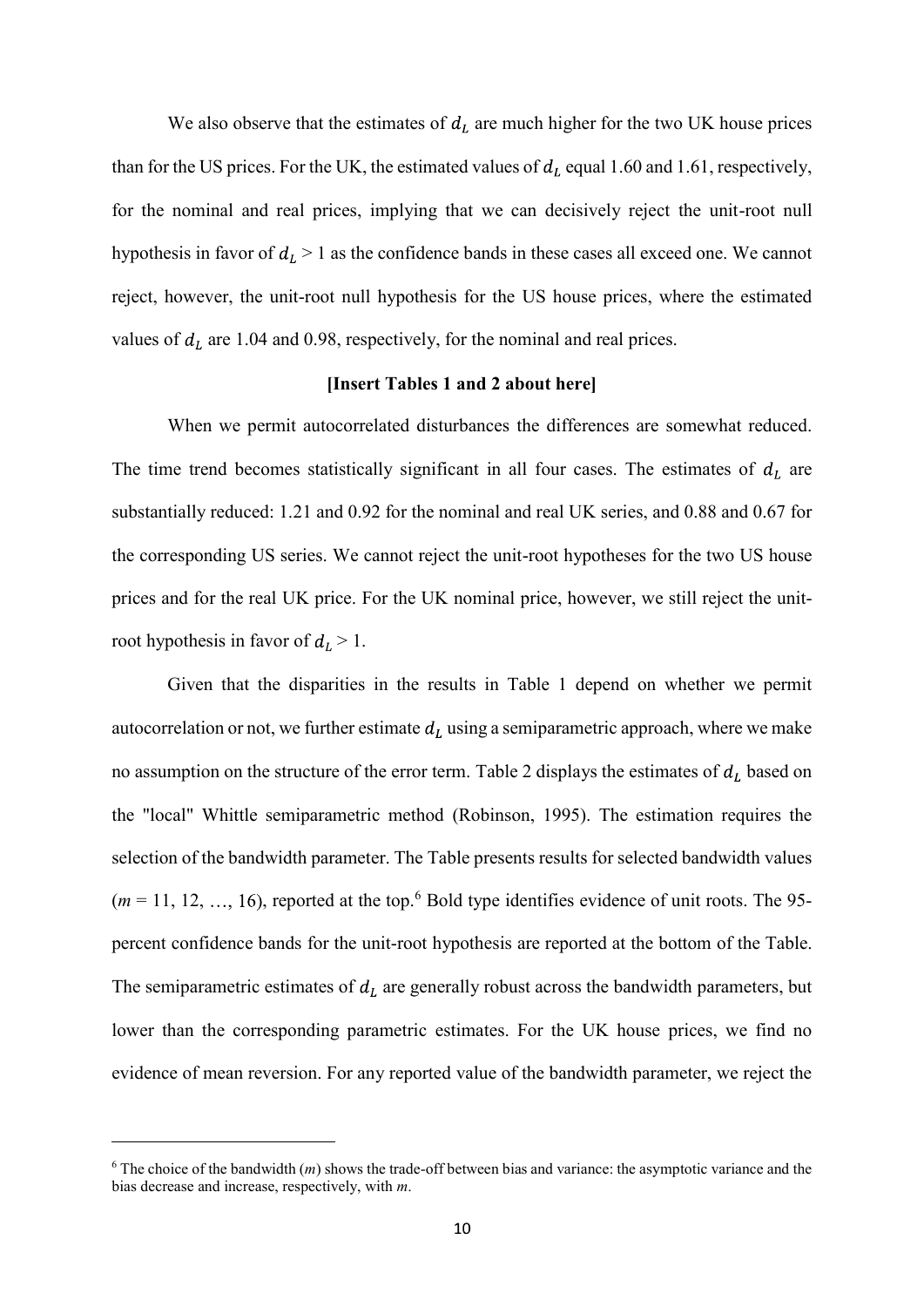We also observe that the estimates of $d_L$ are much higher for the two UK house prices than for the US prices. For the UK, the estimated values of $d_L$ equal 1.60 and 1.61, respectively, for the nominal and real prices, implying that we can decisively reject the unit-root null hypothesis in favor of $d_L > 1$ as the confidence bands in these cases all exceed one. We cannot reject, however, the unit-root null hypothesis for the US house prices, where the estimated values of $d_L$ are 1.04 and 0.98, respectively, for the nominal and real prices.

**[Insert Tables 1 and 2 about here]**

When we permit autocorrelated disturbances the differences are somewhat reduced. The time trend becomes statistically significant in all four cases. The estimates of $d_L$ are substantially reduced: 1.21 and 0.92 for the nominal and real UK series, and 0.88 and 0.67 for the corresponding US series. We cannot reject the unit-root hypotheses for the two US house prices and for the real UK price. For the UK nominal price, however, we still reject the unit-root hypothesis in favor of $d_L > 1$.

Given that the disparities in the results in Table 1 depend on whether we permit autocorrelation or not, we further estimate $d_L$ using a semiparametric approach, where we make no assumption on the structure of the error term. Table 2 displays the estimates of $d_L$ based on the "local" Whittle semiparametric method (Robinson, 1995). The estimation requires the selection of the bandwidth parameter. The Table presents results for selected bandwidth values ($m$ = 11, 12, …, 16), reported at the top.[6] Bold type identifies evidence of unit roots. The 95-percent confidence bands for the unit-root hypothesis are reported at the bottom of the Table. The semiparametric estimates of $d_L$ are generally robust across the bandwidth parameters, but lower than the corresponding parametric estimates. For the UK house prices, we find no evidence of mean reversion. For any reported value of the bandwidth parameter, we reject the

[6] The choice of the bandwidth ($m$) shows the trade-off between bias and variance: the asymptotic variance and the bias decrease and increase, respectively, with $m$.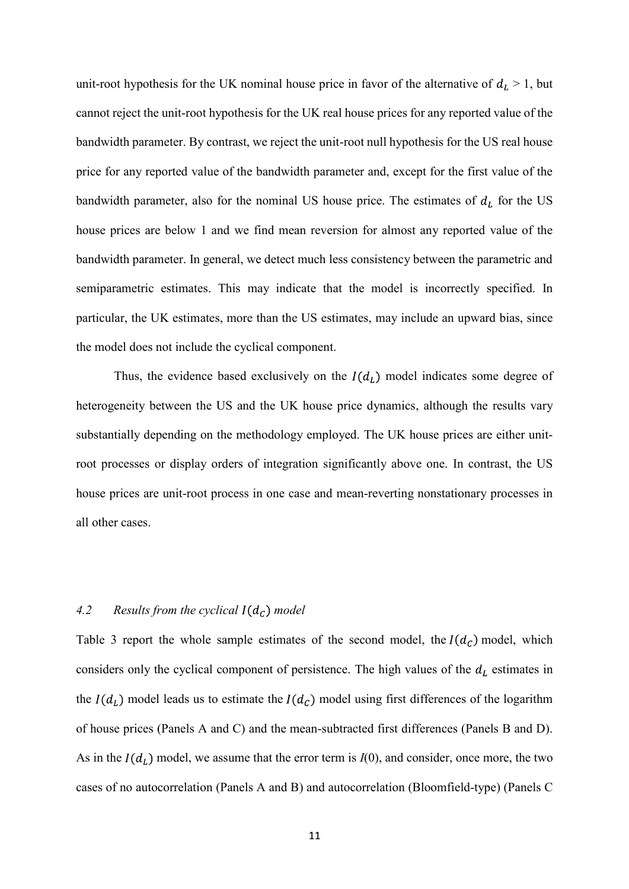unit-root hypothesis for the UK nominal house price in favor of the alternative of $d_L > 1$, but cannot reject the unit-root hypothesis for the UK real house prices for any reported value of the bandwidth parameter. By contrast, we reject the unit-root null hypothesis for the US real house price for any reported value of the bandwidth parameter and, except for the first value of the bandwidth parameter, also for the nominal US house price. The estimates of $d_L$ for the US house prices are below 1 and we find mean reversion for almost any reported value of the bandwidth parameter. In general, we detect much less consistency between the parametric and semiparametric estimates. This may indicate that the model is incorrectly specified. In particular, the UK estimates, more than the US estimates, may include an upward bias, since the model does not include the cyclical component.

Thus, the evidence based exclusively on the $I(d_L)$ model indicates some degree of heterogeneity between the US and the UK house price dynamics, although the results vary substantially depending on the methodology employed. The UK house prices are either unit-root processes or display orders of integration significantly above one. In contrast, the US house prices are unit-root process in one case and mean-reverting nonstationary processes in all other cases.

### *4.2 Results from the cyclical $I(d_C)$ model*

Table 3 report the whole sample estimates of the second model, the $I(d_C)$ model, which considers only the cyclical component of persistence. The high values of the $d_L$ estimates in the $I(d_L)$ model leads us to estimate the $I(d_C)$ model using first differences of the logarithm of house prices (Panels A and C) and the mean-subtracted first differences (Panels B and D). As in the $I(d_L)$ model, we assume that the error term is $I(0)$, and consider, once more, the two cases of no autocorrelation (Panels A and B) and autocorrelation (Bloomfield-type) (Panels C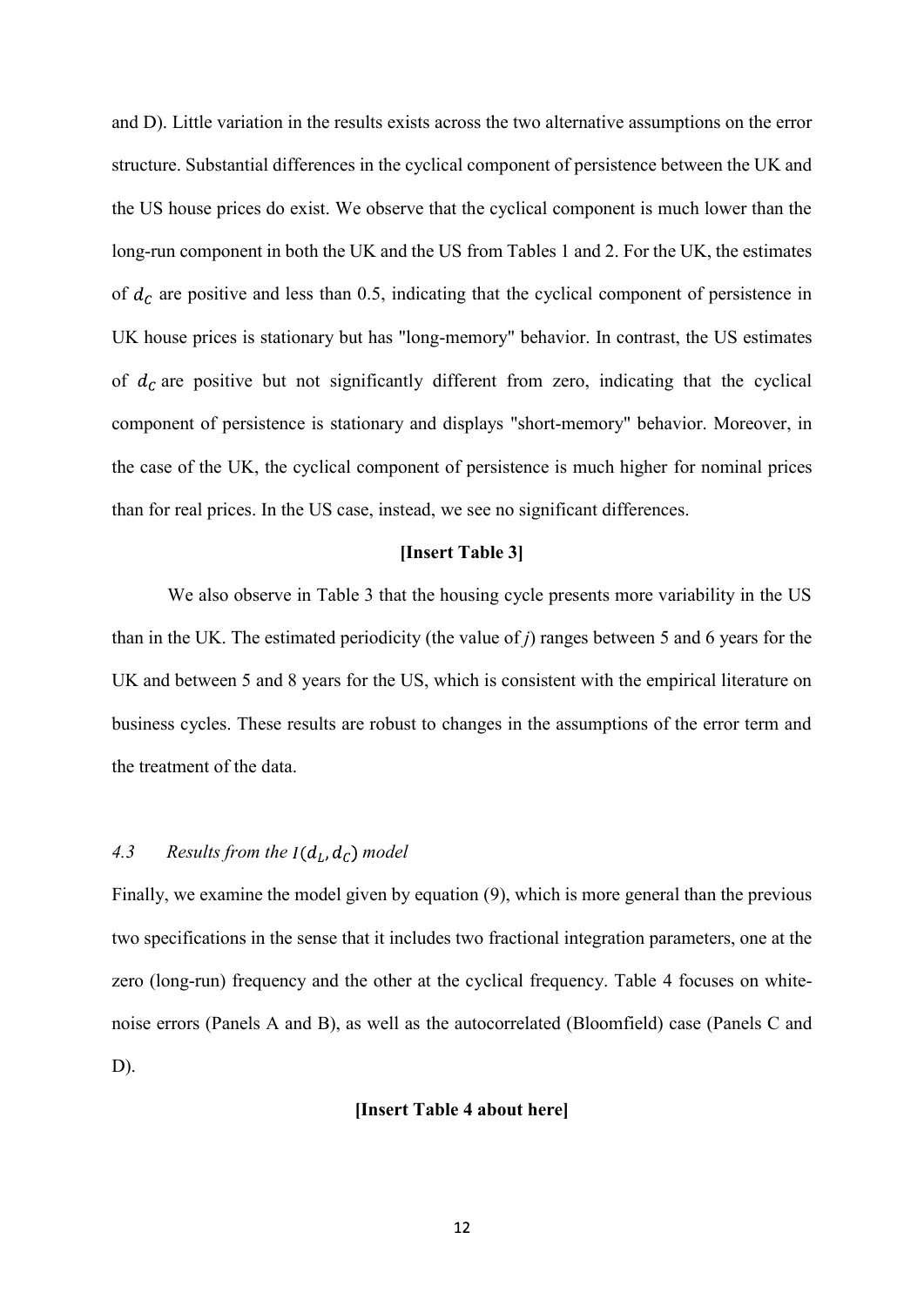and D). Little variation in the results exists across the two alternative assumptions on the error structure. Substantial differences in the cyclical component of persistence between the UK and the US house prices do exist. We observe that the cyclical component is much lower than the long-run component in both the UK and the US from Tables 1 and 2. For the UK, the estimates of $d_C$ are positive and less than 0.5, indicating that the cyclical component of persistence in UK house prices is stationary but has "long-memory" behavior. In contrast, the US estimates of $d_C$ are positive but not significantly different from zero, indicating that the cyclical component of persistence is stationary and displays "short-memory" behavior. Moreover, in the case of the UK, the cyclical component of persistence is much higher for nominal prices than for real prices. In the US case, instead, we see no significant differences.

**[Insert Table 3]**

We also observe in Table 3 that the housing cycle presents more variability in the US than in the UK. The estimated periodicity (the value of *j*) ranges between 5 and 6 years for the UK and between 5 and 8 years for the US, which is consistent with the empirical literature on business cycles. These results are robust to changes in the assumptions of the error term and the treatment of the data.

### *4.3 Results from the $I(d_L, d_C)$ model*

Finally, we examine the model given by equation (9), which is more general than the previous two specifications in the sense that it includes two fractional integration parameters, one at the zero (long-run) frequency and the other at the cyclical frequency. Table 4 focuses on white-noise errors (Panels A and B), as well as the autocorrelated (Bloomfield) case (Panels C and D).

**[Insert Table 4 about here]**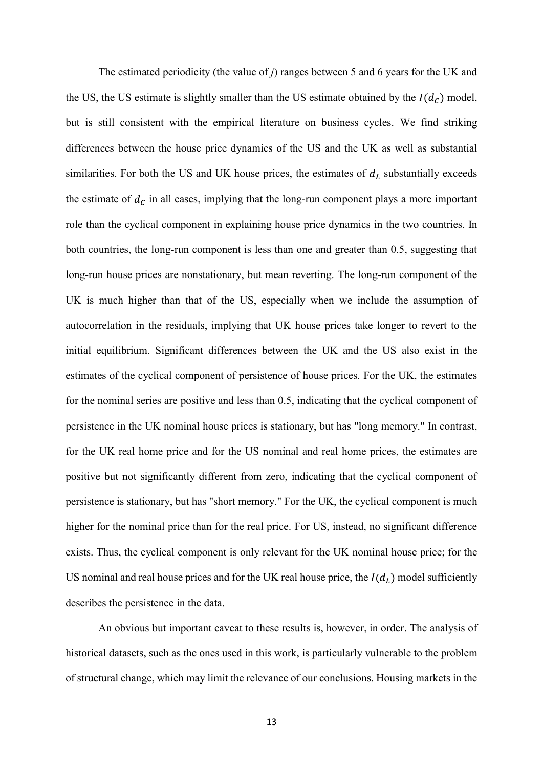The estimated periodicity (the value of *j*) ranges between 5 and 6 years for the UK and the US, the US estimate is slightly smaller than the US estimate obtained by the $I(d_C)$ model, but is still consistent with the empirical literature on business cycles. We find striking differences between the house price dynamics of the US and the UK as well as substantial similarities. For both the US and UK house prices, the estimates of $d_L$ substantially exceeds the estimate of $d_C$ in all cases, implying that the long-run component plays a more important role than the cyclical component in explaining house price dynamics in the two countries. In both countries, the long-run component is less than one and greater than 0.5, suggesting that long-run house prices are nonstationary, but mean reverting. The long-run component of the UK is much higher than that of the US, especially when we include the assumption of autocorrelation in the residuals, implying that UK house prices take longer to revert to the initial equilibrium. Significant differences between the UK and the US also exist in the estimates of the cyclical component of persistence of house prices. For the UK, the estimates for the nominal series are positive and less than 0.5, indicating that the cyclical component of persistence in the UK nominal house prices is stationary, but has "long memory." In contrast, for the UK real home price and for the US nominal and real home prices, the estimates are positive but not significantly different from zero, indicating that the cyclical component of persistence is stationary, but has "short memory." For the UK, the cyclical component is much higher for the nominal price than for the real price. For US, instead, no significant difference exists. Thus, the cyclical component is only relevant for the UK nominal house price; for the US nominal and real house prices and for the UK real house price, the $I(d_L)$ model sufficiently describes the persistence in the data.

An obvious but important caveat to these results is, however, in order. The analysis of historical datasets, such as the ones used in this work, is particularly vulnerable to the problem of structural change, which may limit the relevance of our conclusions. Housing markets in the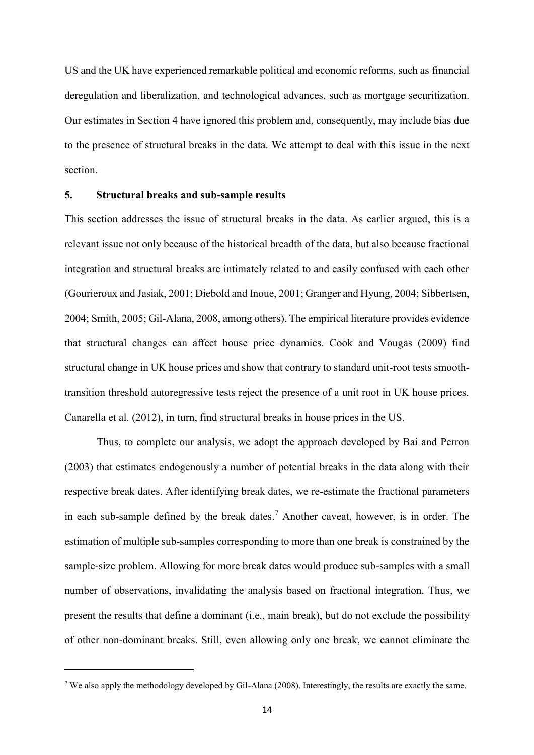US and the UK have experienced remarkable political and economic reforms, such as financial deregulation and liberalization, and technological advances, such as mortgage securitization. Our estimates in Section 4 have ignored this problem and, consequently, may include bias due to the presence of structural breaks in the data. We attempt to deal with this issue in the next section.

## 5. Structural breaks and sub-sample results

This section addresses the issue of structural breaks in the data. As earlier argued, this is a relevant issue not only because of the historical breadth of the data, but also because fractional integration and structural breaks are intimately related to and easily confused with each other (Gourieroux and Jasiak, 2001; Diebold and Inoue, 2001; Granger and Hyung, 2004; Sibbertsen, 2004; Smith, 2005; Gil-Alana, 2008, among others). The empirical literature provides evidence that structural changes can affect house price dynamics. Cook and Vougas (2009) find structural change in UK house prices and show that contrary to standard unit-root tests smooth-transition threshold autoregressive tests reject the presence of a unit root in UK house prices. Canarella et al. (2012), in turn, find structural breaks in house prices in the US.

Thus, to complete our analysis, we adopt the approach developed by Bai and Perron (2003) that estimates endogenously a number of potential breaks in the data along with their respective break dates. After identifying break dates, we re-estimate the fractional parameters in each sub-sample defined by the break dates.[7] Another caveat, however, is in order. The estimation of multiple sub-samples corresponding to more than one break is constrained by the sample-size problem. Allowing for more break dates would produce sub-samples with a small number of observations, invalidating the analysis based on fractional integration. Thus, we present the results that define a dominant (i.e., main break), but do not exclude the possibility of other non-dominant breaks. Still, even allowing only one break, we cannot eliminate the

[7] We also apply the methodology developed by Gil-Alana (2008). Interestingly, the results are exactly the same.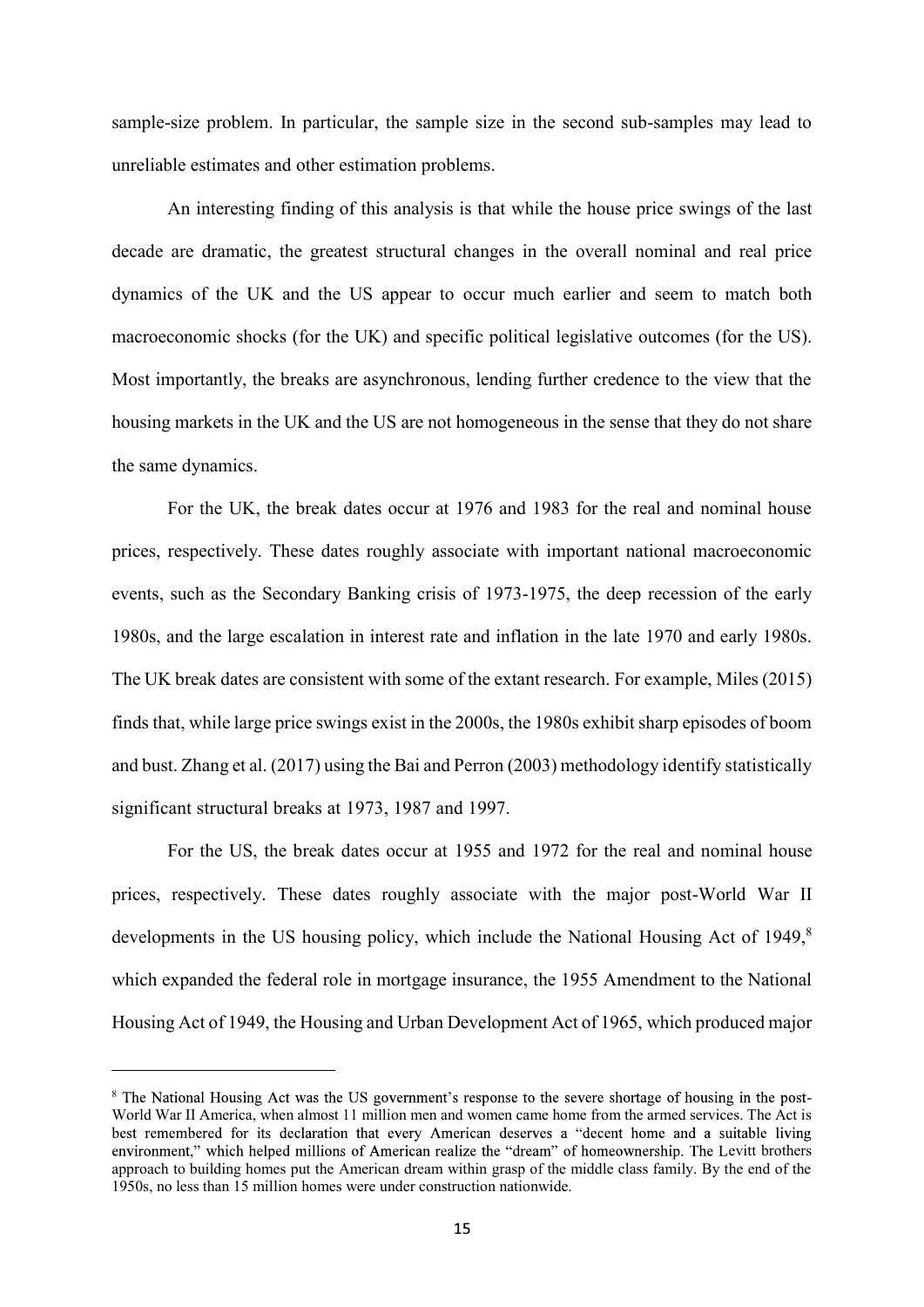sample-size problem. In particular, the sample size in the second sub-samples may lead to unreliable estimates and other estimation problems.

An interesting finding of this analysis is that while the house price swings of the last decade are dramatic, the greatest structural changes in the overall nominal and real price dynamics of the UK and the US appear to occur much earlier and seem to match both macroeconomic shocks (for the UK) and specific political legislative outcomes (for the US). Most importantly, the breaks are asynchronous, lending further credence to the view that the housing markets in the UK and the US are not homogeneous in the sense that they do not share the same dynamics.

For the UK, the break dates occur at 1976 and 1983 for the real and nominal house prices, respectively. These dates roughly associate with important national macroeconomic events, such as the Secondary Banking crisis of 1973-1975, the deep recession of the early 1980s, and the large escalation in interest rate and inflation in the late 1970 and early 1980s. The UK break dates are consistent with some of the extant research. For example, Miles (2015) finds that, while large price swings exist in the 2000s, the 1980s exhibit sharp episodes of boom and bust. Zhang et al. (2017) using the Bai and Perron (2003) methodology identify statistically significant structural breaks at 1973, 1987 and 1997.

For the US, the break dates occur at 1955 and 1972 for the real and nominal house prices, respectively. These dates roughly associate with the major post-World War II developments in the US housing policy, which include the National Housing Act of 1949,[8] which expanded the federal role in mortgage insurance, the 1955 Amendment to the National Housing Act of 1949, the Housing and Urban Development Act of 1965, which produced major

---

[8] The National Housing Act was the US government's response to the severe shortage of housing in the post-World War II America, when almost 11 million men and women came home from the armed services. The Act is best remembered for its declaration that every American deserves a "decent home and a suitable living environment," which helped millions of American realize the "dream" of homeownership. The Levitt brothers approach to building homes put the American dream within grasp of the middle class family. By the end of the 1950s, no less than 15 million homes were under construction nationwide.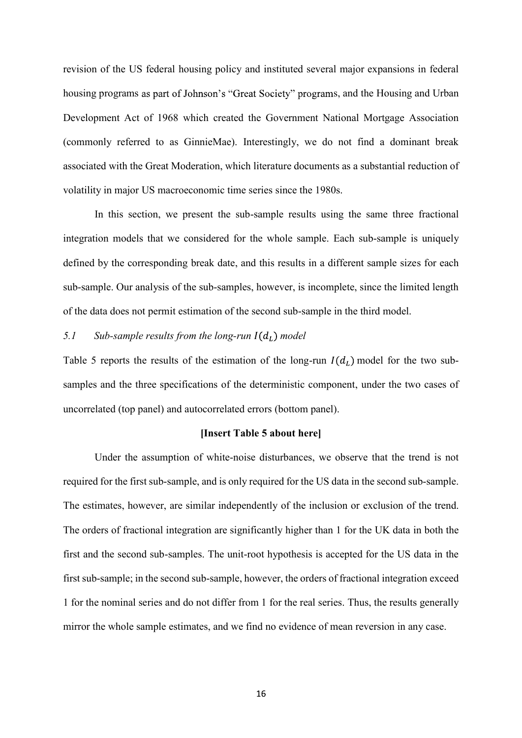revision of the US federal housing policy and instituted several major expansions in federal housing programs as part of Johnson's "Great Society" programs, and the Housing and Urban Development Act of 1968 which created the Government National Mortgage Association (commonly referred to as GinnieMae). Interestingly, we do not find a dominant break associated with the Great Moderation, which literature documents as a substantial reduction of volatility in major US macroeconomic time series since the 1980s.

In this section, we present the sub-sample results using the same three fractional integration models that we considered for the whole sample. Each sub-sample is uniquely defined by the corresponding break date, and this results in a different sample sizes for each sub-sample. Our analysis of the sub-samples, however, is incomplete, since the limited length of the data does not permit estimation of the second sub-sample in the third model.

### *5.1 Sub-sample results from the long-run $I(d_L)$ model*

Table 5 reports the results of the estimation of the long-run $I(d_L)$ model for the two sub-samples and the three specifications of the deterministic component, under the two cases of uncorrelated (top panel) and autocorrelated errors (bottom panel).

**[Insert Table 5 about here]**

Under the assumption of white-noise disturbances, we observe that the trend is not required for the first sub-sample, and is only required for the US data in the second sub-sample. The estimates, however, are similar independently of the inclusion or exclusion of the trend. The orders of fractional integration are significantly higher than 1 for the UK data in both the first and the second sub-samples. The unit-root hypothesis is accepted for the US data in the first sub-sample; in the second sub-sample, however, the orders of fractional integration exceed 1 for the nominal series and do not differ from 1 for the real series. Thus, the results generally mirror the whole sample estimates, and we find no evidence of mean reversion in any case.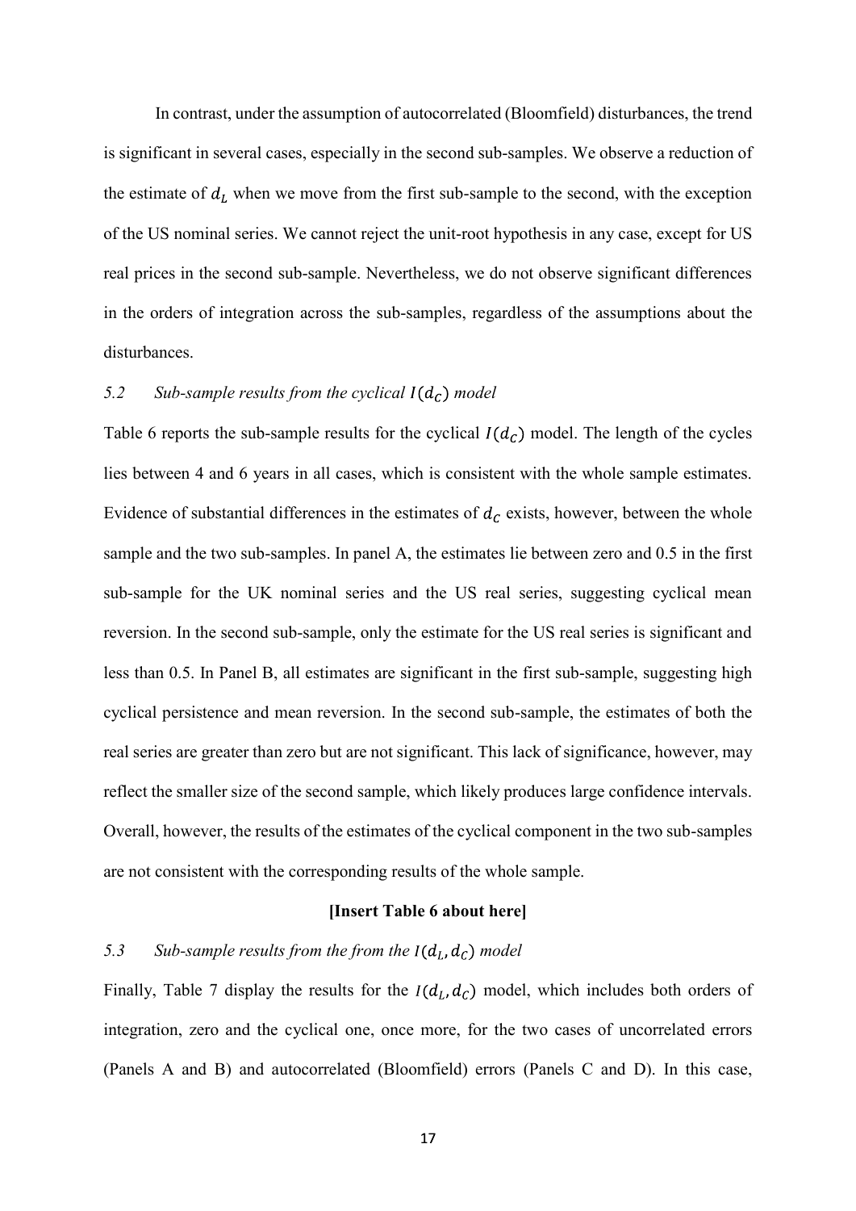In contrast, under the assumption of autocorrelated (Bloomfield) disturbances, the trend is significant in several cases, especially in the second sub-samples. We observe a reduction of the estimate of $d_L$ when we move from the first sub-sample to the second, with the exception of the US nominal series. We cannot reject the unit-root hypothesis in any case, except for US real prices in the second sub-sample. Nevertheless, we do not observe significant differences in the orders of integration across the sub-samples, regardless of the assumptions about the disturbances.

### *5.2 Sub-sample results from the cyclical $I(d_C)$ model*

Table 6 reports the sub-sample results for the cyclical $I(d_C)$ model. The length of the cycles lies between 4 and 6 years in all cases, which is consistent with the whole sample estimates. Evidence of substantial differences in the estimates of $d_C$ exists, however, between the whole sample and the two sub-samples. In panel A, the estimates lie between zero and 0.5 in the first sub-sample for the UK nominal series and the US real series, suggesting cyclical mean reversion. In the second sub-sample, only the estimate for the US real series is significant and less than 0.5. In Panel B, all estimates are significant in the first sub-sample, suggesting high cyclical persistence and mean reversion. In the second sub-sample, the estimates of both the real series are greater than zero but are not significant. This lack of significance, however, may reflect the smaller size of the second sample, which likely produces large confidence intervals. Overall, however, the results of the estimates of the cyclical component in the two sub-samples are not consistent with the corresponding results of the whole sample.

**[Insert Table 6 about here]**

### *5.3 Sub-sample results from the from the $I(d_L, d_C)$ model*

Finally, Table 7 display the results for the $I(d_L, d_C)$ model, which includes both orders of integration, zero and the cyclical one, once more, for the two cases of uncorrelated errors (Panels A and B) and autocorrelated (Bloomfield) errors (Panels C and D). In this case,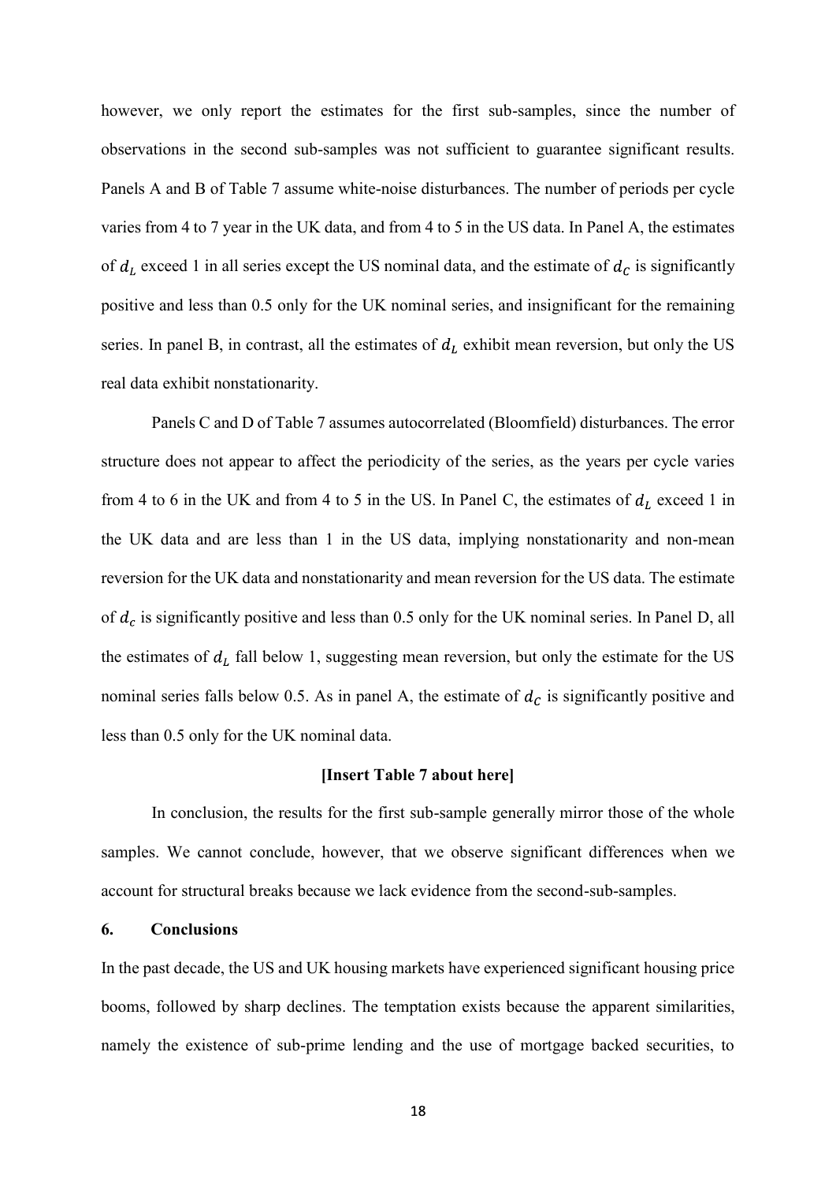however, we only report the estimates for the first sub-samples, since the number of observations in the second sub-samples was not sufficient to guarantee significant results. Panels A and B of Table 7 assume white-noise disturbances. The number of periods per cycle varies from 4 to 7 year in the UK data, and from 4 to 5 in the US data. In Panel A, the estimates of $d_L$ exceed 1 in all series except the US nominal data, and the estimate of $d_C$ is significantly positive and less than 0.5 only for the UK nominal series, and insignificant for the remaining series. In panel B, in contrast, all the estimates of $d_L$ exhibit mean reversion, but only the US real data exhibit nonstationarity.

Panels C and D of Table 7 assumes autocorrelated (Bloomfield) disturbances. The error structure does not appear to affect the periodicity of the series, as the years per cycle varies from 4 to 6 in the UK and from 4 to 5 in the US. In Panel C, the estimates of $d_L$ exceed 1 in the UK data and are less than 1 in the US data, implying nonstationarity and non-mean reversion for the UK data and nonstationarity and mean reversion for the US data. The estimate of $d_c$ is significantly positive and less than 0.5 only for the UK nominal series. In Panel D, all the estimates of $d_L$ fall below 1, suggesting mean reversion, but only the estimate for the US nominal series falls below 0.5. As in panel A, the estimate of $d_C$ is significantly positive and less than 0.5 only for the UK nominal data.

**[Insert Table 7 about here]**

In conclusion, the results for the first sub-sample generally mirror those of the whole samples. We cannot conclude, however, that we observe significant differences when we account for structural breaks because we lack evidence from the second-sub-samples.

## 6. Conclusions

In the past decade, the US and UK housing markets have experienced significant housing price booms, followed by sharp declines. The temptation exists because the apparent similarities, namely the existence of sub-prime lending and the use of mortgage backed securities, to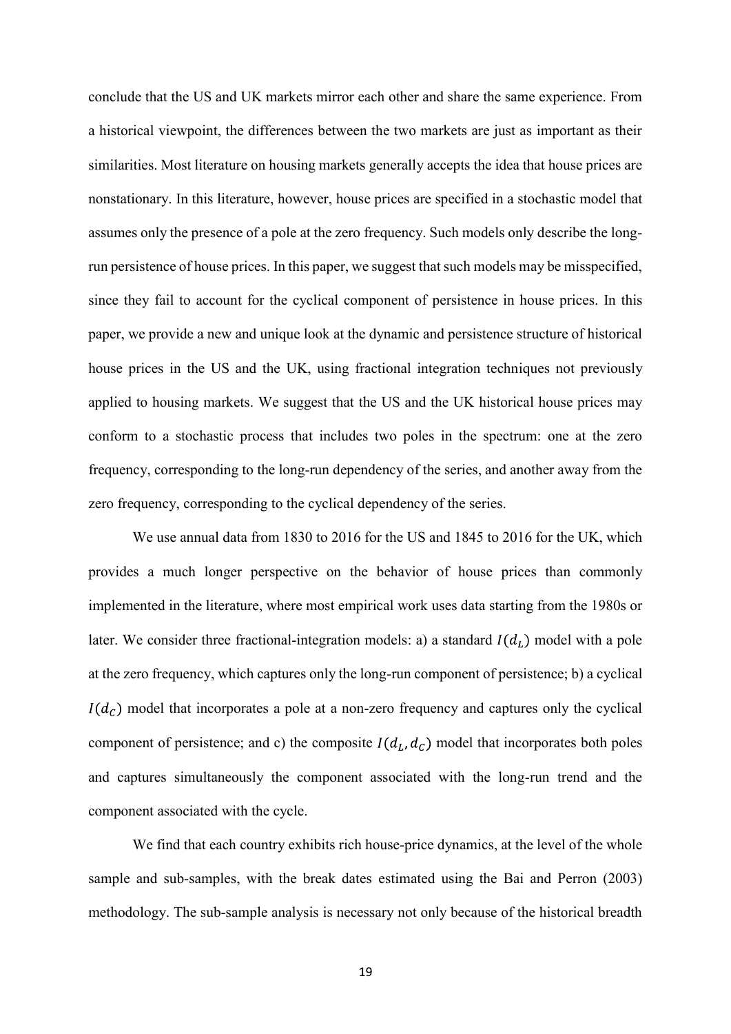conclude that the US and UK markets mirror each other and share the same experience. From a historical viewpoint, the differences between the two markets are just as important as their similarities. Most literature on housing markets generally accepts the idea that house prices are nonstationary. In this literature, however, house prices are specified in a stochastic model that assumes only the presence of a pole at the zero frequency. Such models only describe the long-run persistence of house prices. In this paper, we suggest that such models may be misspecified, since they fail to account for the cyclical component of persistence in house prices. In this paper, we provide a new and unique look at the dynamic and persistence structure of historical house prices in the US and the UK, using fractional integration techniques not previously applied to housing markets. We suggest that the US and the UK historical house prices may conform to a stochastic process that includes two poles in the spectrum: one at the zero frequency, corresponding to the long-run dependency of the series, and another away from the zero frequency, corresponding to the cyclical dependency of the series.

We use annual data from 1830 to 2016 for the US and 1845 to 2016 for the UK, which provides a much longer perspective on the behavior of house prices than commonly implemented in the literature, where most empirical work uses data starting from the 1980s or later. We consider three fractional-integration models: a) a standard $I(d_L)$ model with a pole at the zero frequency, which captures only the long-run component of persistence; b) a cyclical $I(d_C)$ model that incorporates a pole at a non-zero frequency and captures only the cyclical component of persistence; and c) the composite $I(d_L, d_C)$ model that incorporates both poles and captures simultaneously the component associated with the long-run trend and the component associated with the cycle.

We find that each country exhibits rich house-price dynamics, at the level of the whole sample and sub-samples, with the break dates estimated using the Bai and Perron (2003) methodology. The sub-sample analysis is necessary not only because of the historical breadth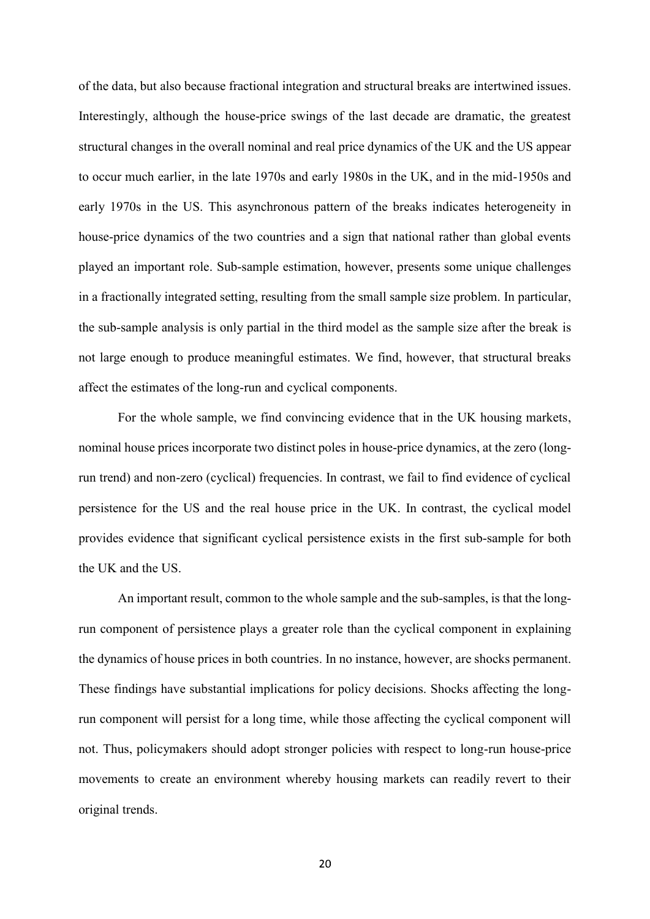of the data, but also because fractional integration and structural breaks are intertwined issues. Interestingly, although the house-price swings of the last decade are dramatic, the greatest structural changes in the overall nominal and real price dynamics of the UK and the US appear to occur much earlier, in the late 1970s and early 1980s in the UK, and in the mid-1950s and early 1970s in the US. This asynchronous pattern of the breaks indicates heterogeneity in house-price dynamics of the two countries and a sign that national rather than global events played an important role. Sub-sample estimation, however, presents some unique challenges in a fractionally integrated setting, resulting from the small sample size problem. In particular, the sub-sample analysis is only partial in the third model as the sample size after the break is not large enough to produce meaningful estimates. We find, however, that structural breaks affect the estimates of the long-run and cyclical components.

For the whole sample, we find convincing evidence that in the UK housing markets, nominal house prices incorporate two distinct poles in house-price dynamics, at the zero (long-run trend) and non-zero (cyclical) frequencies. In contrast, we fail to find evidence of cyclical persistence for the US and the real house price in the UK. In contrast, the cyclical model provides evidence that significant cyclical persistence exists in the first sub-sample for both the UK and the US.

An important result, common to the whole sample and the sub-samples, is that the long-run component of persistence plays a greater role than the cyclical component in explaining the dynamics of house prices in both countries. In no instance, however, are shocks permanent. These findings have substantial implications for policy decisions. Shocks affecting the long-run component will persist for a long time, while those affecting the cyclical component will not. Thus, policymakers should adopt stronger policies with respect to long-run house-price movements to create an environment whereby housing markets can readily revert to their original trends.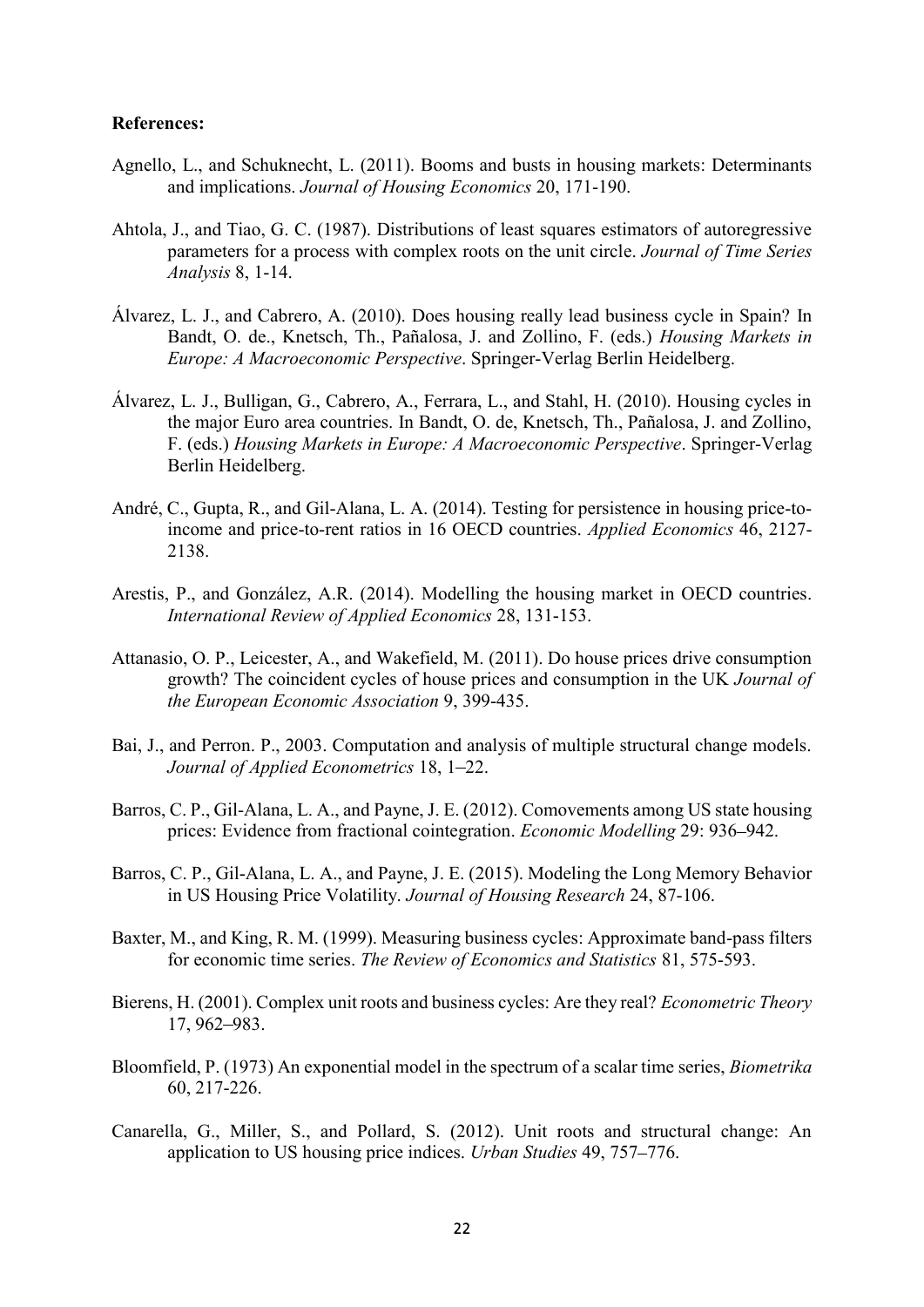**References:**

Agnello, L., and Schuknecht, L. (2011). Booms and busts in housing markets: Determinants and implications. *Journal of Housing Economics* 20, 171-190.

Ahtola, J., and Tiao, G. C. (1987). Distributions of least squares estimators of autoregressive parameters for a process with complex roots on the unit circle. *Journal of Time Series Analysis* 8, 1-14.

Álvarez, L. J., and Cabrero, A. (2010). Does housing really lead business cycle in Spain? In Bandt, O. de., Knetsch, Th., Pañalosa, J. and Zollino, F. (eds.) *Housing Markets in Europe: A Macroeconomic Perspective*. Springer-Verlag Berlin Heidelberg.

Álvarez, L. J., Bulligan, G., Cabrero, A., Ferrara, L., and Stahl, H. (2010). Housing cycles in the major Euro area countries. In Bandt, O. de, Knetsch, Th., Pañalosa, J. and Zollino, F. (eds.) *Housing Markets in Europe: A Macroeconomic Perspective*. Springer-Verlag Berlin Heidelberg.

André, C., Gupta, R., and Gil-Alana, L. A. (2014). Testing for persistence in housing price-to-income and price-to-rent ratios in 16 OECD countries. *Applied Economics* 46, 2127-2138.

Arestis, P., and González, A.R. (2014). Modelling the housing market in OECD countries. *International Review of Applied Economics* 28, 131-153.

Attanasio, O. P., Leicester, A., and Wakefield, M. (2011). Do house prices drive consumption growth? The coincident cycles of house prices and consumption in the UK *Journal of the European Economic Association* 9, 399-435.

Bai, J., and Perron. P., 2003. Computation and analysis of multiple structural change models. *Journal of Applied Econometrics* 18, 1–22.

Barros, C. P., Gil-Alana, L. A., and Payne, J. E. (2012). Comovements among US state housing prices: Evidence from fractional cointegration. *Economic Modelling* 29: 936–942.

Barros, C. P., Gil-Alana, L. A., and Payne, J. E. (2015). Modeling the Long Memory Behavior in US Housing Price Volatility. *Journal of Housing Research* 24, 87-106.

Baxter, M., and King, R. M. (1999). Measuring business cycles: Approximate band-pass filters for economic time series. *The Review of Economics and Statistics* 81, 575-593.

Bierens, H. (2001). Complex unit roots and business cycles: Are they real? *Econometric Theory* 17, 962–983.

Bloomfield, P. (1973) An exponential model in the spectrum of a scalar time series, *Biometrika* 60, 217-226.

Canarella, G., Miller, S., and Pollard, S. (2012). Unit roots and structural change: An application to US housing price indices. *Urban Studies* 49, 757–776.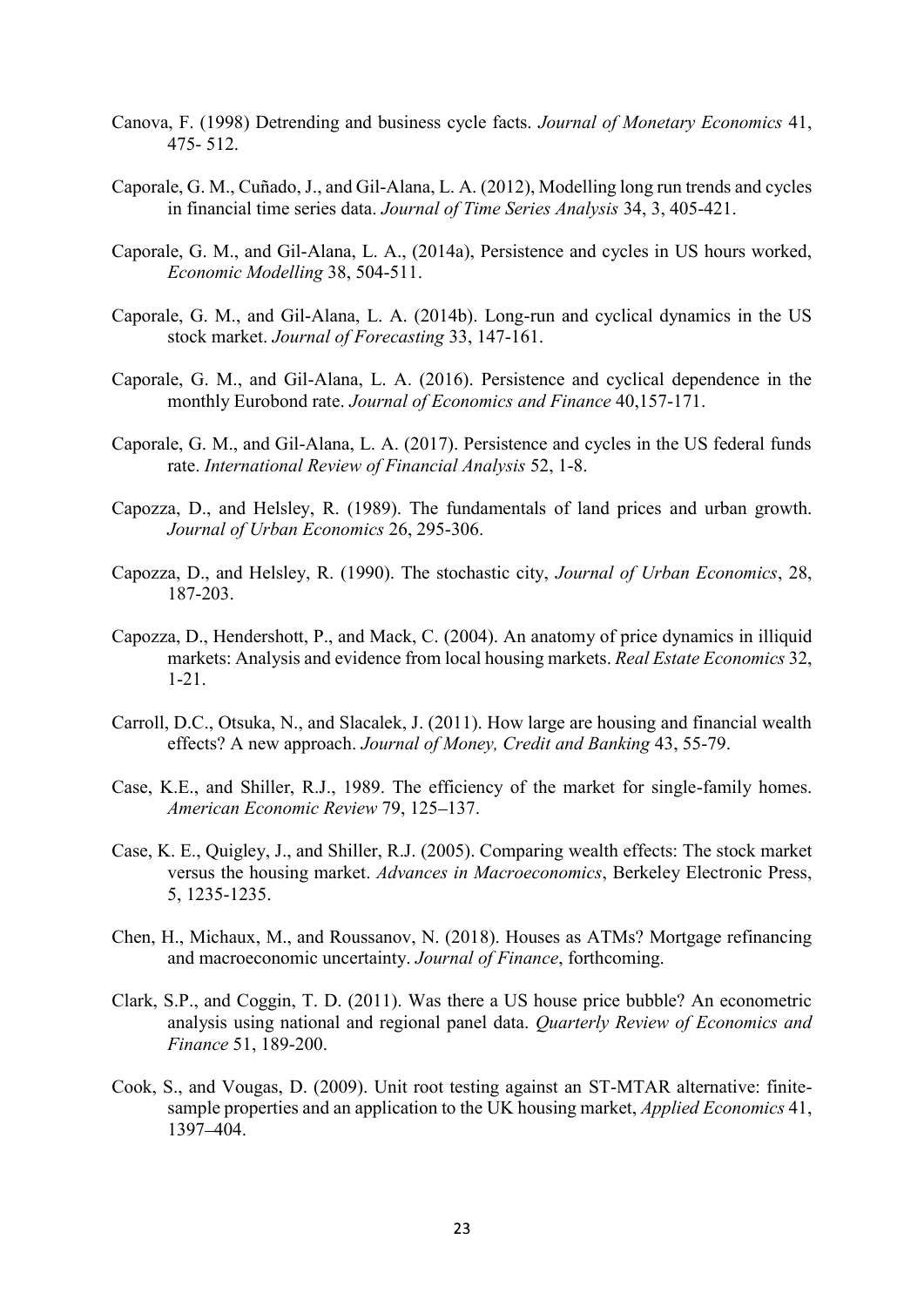Canova, F. (1998) Detrending and business cycle facts. *Journal of Monetary Economics* 41, 475- 512.

Caporale, G. M., Cuñado, J., and Gil-Alana, L. A. (2012), Modelling long run trends and cycles in financial time series data. *Journal of Time Series Analysis* 34, 3, 405-421.

Caporale, G. M., and Gil-Alana, L. A., (2014a), Persistence and cycles in US hours worked, *Economic Modelling* 38, 504-511.

Caporale, G. M., and Gil-Alana, L. A. (2014b). Long-run and cyclical dynamics in the US stock market. *Journal of Forecasting* 33, 147-161.

Caporale, G. M., and Gil-Alana, L. A. (2016). Persistence and cyclical dependence in the monthly Eurobond rate. *Journal of Economics and Finance* 40,157-171.

Caporale, G. M., and Gil-Alana, L. A. (2017). Persistence and cycles in the US federal funds rate. *International Review of Financial Analysis* 52, 1-8.

Capozza, D., and Helsley, R. (1989). The fundamentals of land prices and urban growth. *Journal of Urban Economics* 26, 295-306.

Capozza, D., and Helsley, R. (1990). The stochastic city, *Journal of Urban Economics*, 28, 187-203.

Capozza, D., Hendershott, P., and Mack, C. (2004). An anatomy of price dynamics in illiquid markets: Analysis and evidence from local housing markets. *Real Estate Economics* 32, 1-21.

Carroll, D.C., Otsuka, N., and Slacalek, J. (2011). How large are housing and financial wealth effects? A new approach. *Journal of Money, Credit and Banking* 43, 55-79.

Case, K.E., and Shiller, R.J., 1989. The efficiency of the market for single-family homes. *American Economic Review* 79, 125–137.

Case, K. E., Quigley, J., and Shiller, R.J. (2005). Comparing wealth effects: The stock market versus the housing market. *Advances in Macroeconomics*, Berkeley Electronic Press, 5, 1235-1235.

Chen, H., Michaux, M., and Roussanov, N. (2018). Houses as ATMs? Mortgage refinancing and macroeconomic uncertainty. *Journal of Finance*, forthcoming.

Clark, S.P., and Coggin, T. D. (2011). Was there a US house price bubble? An econometric analysis using national and regional panel data. *Quarterly Review of Economics and Finance* 51, 189-200.

Cook, S., and Vougas, D. (2009). Unit root testing against an ST-MTAR alternative: finite-sample properties and an application to the UK housing market, *Applied Economics* 41, 1397–404.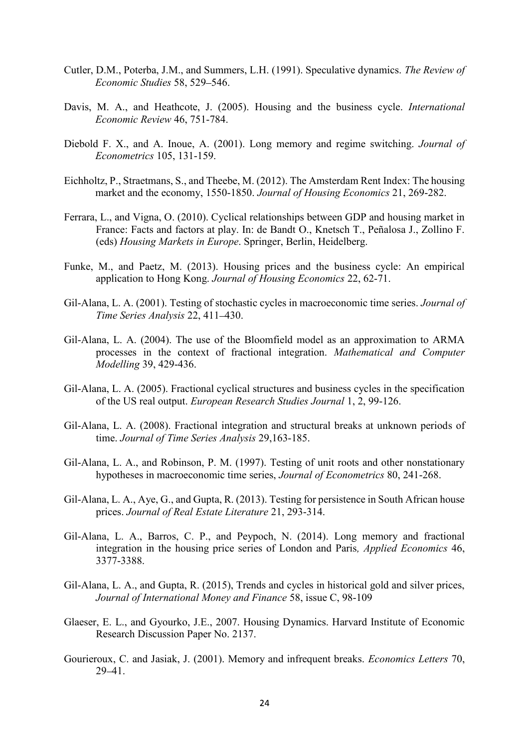Cutler, D.M., Poterba, J.M., and Summers, L.H. (1991). Speculative dynamics. *The Review of Economic Studies* 58, 529–546.

Davis, M. A., and Heathcote, J. (2005). Housing and the business cycle. *International Economic Review* 46, 751-784.

Diebold F. X., and A. Inoue, A. (2001). Long memory and regime switching. *Journal of Econometrics* 105, 131-159.

Eichholtz, P., Straetmans, S., and Theebe, M. (2012). The Amsterdam Rent Index: The housing market and the economy, 1550-1850. *Journal of Housing Economics* 21, 269-282.

Ferrara, L., and Vigna, O. (2010). Cyclical relationships between GDP and housing market in France: Facts and factors at play. In: de Bandt O., Knetsch T., Peñalosa J., Zollino F. (eds) *Housing Markets in Europe*. Springer, Berlin, Heidelberg.

Funke, M., and Paetz, M. (2013). Housing prices and the business cycle: An empirical application to Hong Kong. *Journal of Housing Economics* 22, 62-71.

Gil-Alana, L. A. (2001). Testing of stochastic cycles in macroeconomic time series. *Journal of Time Series Analysis* 22, 411–430.

Gil-Alana, L. A. (2004). The use of the Bloomfield model as an approximation to ARMA processes in the context of fractional integration. *Mathematical and Computer Modelling* 39, 429-436.

Gil-Alana, L. A. (2005). Fractional cyclical structures and business cycles in the specification of the US real output. *European Research Studies Journal* 1, 2, 99-126.

Gil-Alana, L. A. (2008). Fractional integration and structural breaks at unknown periods of time. *Journal of Time Series Analysis* 29,163-185.

Gil-Alana, L. A., and Robinson, P. M. (1997). Testing of unit roots and other nonstationary hypotheses in macroeconomic time series, *Journal of Econometrics* 80, 241-268.

Gil-Alana, L. A., Aye, G., and Gupta, R. (2013). Testing for persistence in South African house prices. *Journal of Real Estate Literature* 21, 293-314.

Gil-Alana, L. A., Barros, C. P., and Peypoch, N. (2014). Long memory and fractional integration in the housing price series of London and Paris*, Applied Economics* 46, 3377-3388.

Gil-Alana, L. A., and Gupta, R. (2015), Trends and cycles in historical gold and silver prices, *Journal of International Money and Finance* 58, issue C, 98-109

Glaeser, E. L., and Gyourko, J.E., 2007. Housing Dynamics. Harvard Institute of Economic Research Discussion Paper No. 2137.

Gourieroux, C. and Jasiak, J. (2001). Memory and infrequent breaks. *Economics Letters* 70, 29–41.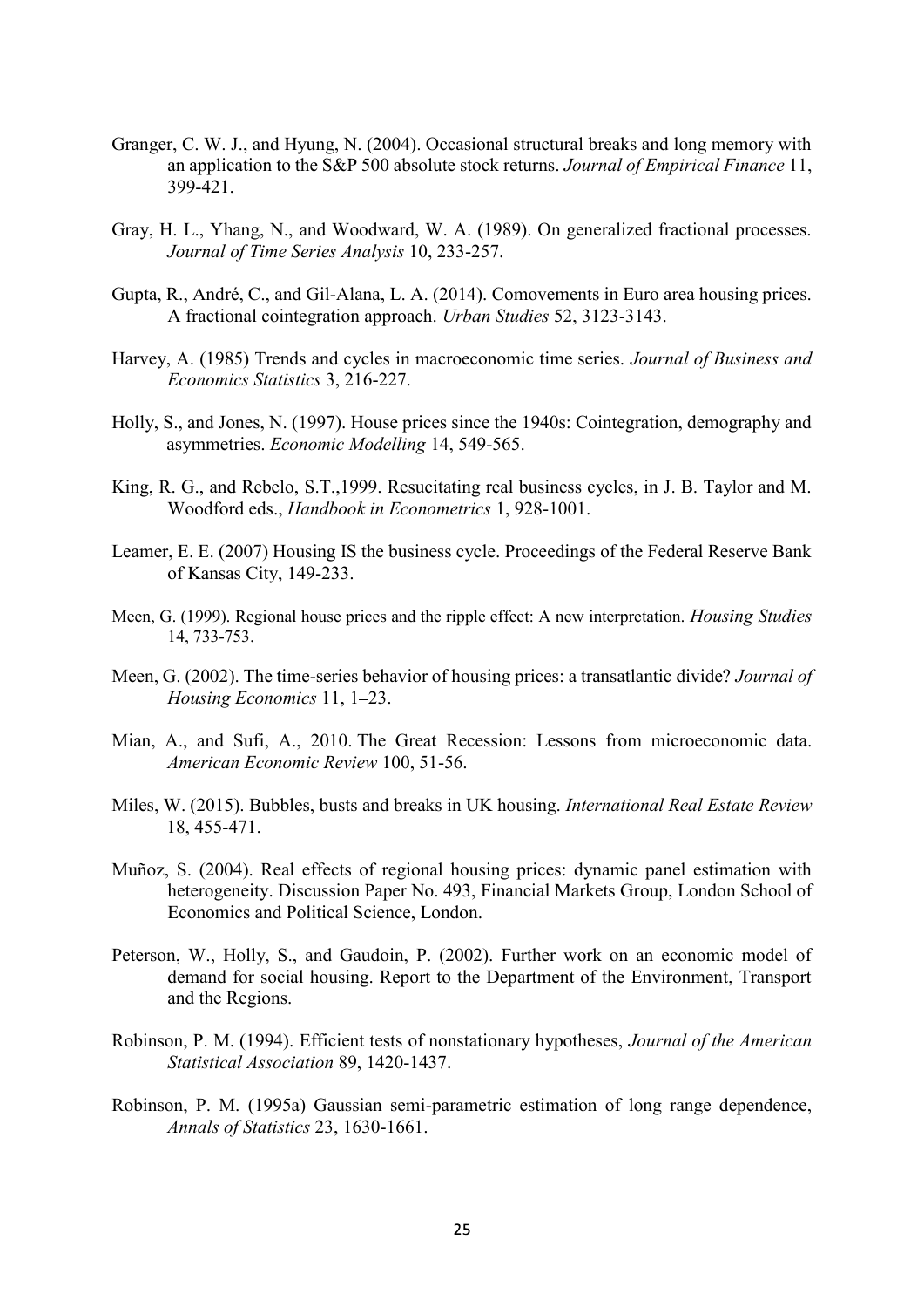Granger, C. W. J., and Hyung, N. (2004). Occasional structural breaks and long memory with an application to the S&P 500 absolute stock returns. *Journal of Empirical Finance* 11, 399-421.

Gray, H. L., Yhang, N., and Woodward, W. A. (1989). On generalized fractional processes. *Journal of Time Series Analysis* 10, 233-257.

Gupta, R., André, C., and Gil-Alana, L. A. (2014). Comovements in Euro area housing prices. A fractional cointegration approach. *Urban Studies* 52, 3123-3143.

Harvey, A. (1985) Trends and cycles in macroeconomic time series. *Journal of Business and Economics Statistics* 3, 216-227.

Holly, S., and Jones, N. (1997). House prices since the 1940s: Cointegration, demography and asymmetries. *Economic Modelling* 14, 549-565.

King, R. G., and Rebelo, S.T.,1999. Resucitating real business cycles, in J. B. Taylor and M. Woodford eds., *Handbook in Econometrics* 1, 928-1001.

Leamer, E. E. (2007) Housing IS the business cycle. Proceedings of the Federal Reserve Bank of Kansas City, 149-233.

Meen, G. (1999). Regional house prices and the ripple effect: A new interpretation. *Housing Studies* 14, 733-753.

Meen, G. (2002). The time-series behavior of housing prices: a transatlantic divide? *Journal of Housing Economics* 11, 1–23.

Mian, A., and Sufi, A., 2010. The Great Recession: Lessons from microeconomic data. *American Economic Review* 100, 51-56.

Miles, W. (2015). Bubbles, busts and breaks in UK housing. *International Real Estate Review* 18, 455-471.

Muñoz, S. (2004). Real effects of regional housing prices: dynamic panel estimation with heterogeneity. Discussion Paper No. 493, Financial Markets Group, London School of Economics and Political Science, London.

Peterson, W., Holly, S., and Gaudoin, P. (2002). Further work on an economic model of demand for social housing. Report to the Department of the Environment, Transport and the Regions.

Robinson, P. M. (1994). Efficient tests of nonstationary hypotheses, *Journal of the American Statistical Association* 89, 1420-1437.

Robinson, P. M. (1995a) Gaussian semi-parametric estimation of long range dependence, *Annals of Statistics* 23, 1630-1661.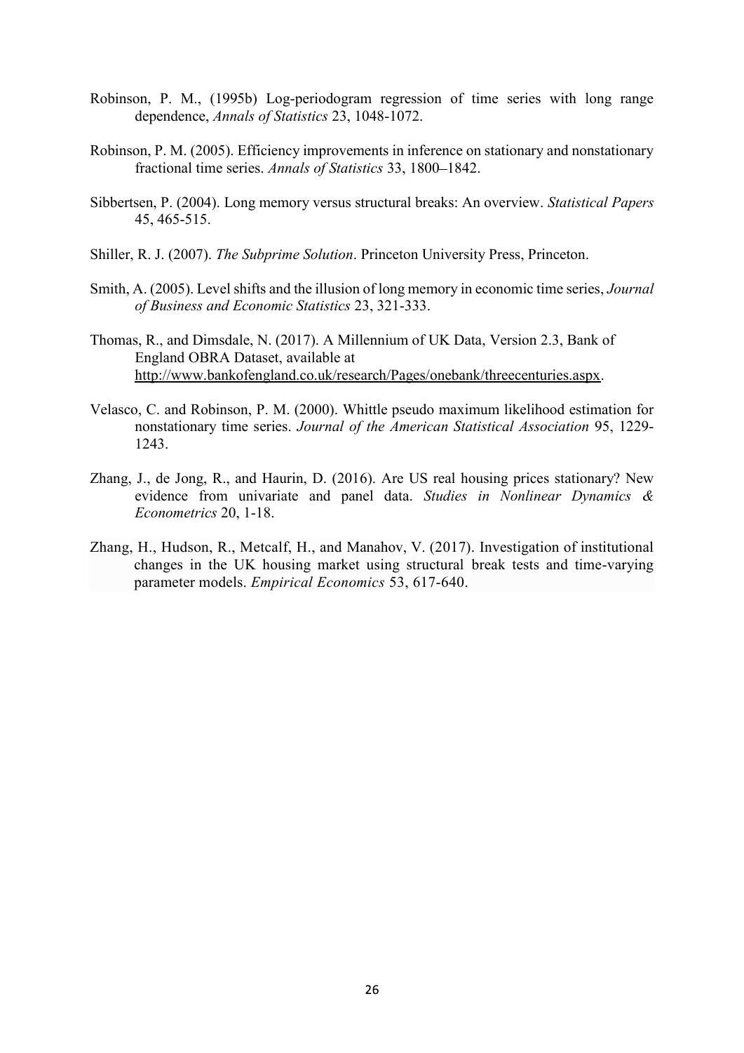Robinson, P. M., (1995b) Log-periodogram regression of time series with long range dependence, *Annals of Statistics* 23, 1048-1072.

Robinson, P. M. (2005). Efficiency improvements in inference on stationary and nonstationary fractional time series. *Annals of Statistics* 33, 1800–1842.

Sibbertsen, P. (2004). Long memory versus structural breaks: An overview. *Statistical Papers* 45, 465-515.

Shiller, R. J. (2007). *The Subprime Solution*. Princeton University Press, Princeton.

Smith, A. (2005). Level shifts and the illusion of long memory in economic time series, *Journal of Business and Economic Statistics* 23, 321-333.

Thomas, R., and Dimsdale, N. (2017). A Millennium of UK Data, Version 2.3, Bank of England OBRA Dataset, available at http://www.bankofengland.co.uk/research/Pages/onebank/threecenturies.aspx.

Velasco, C. and Robinson, P. M. (2000). Whittle pseudo maximum likelihood estimation for nonstationary time series. *Journal of the American Statistical Association* 95, 1229-1243.

Zhang, J., de Jong, R., and Haurin, D. (2016). Are US real housing prices stationary? New evidence from univariate and panel data. *Studies in Nonlinear Dynamics & Econometrics* 20, 1-18.

Zhang, H., Hudson, R., Metcalf, H., and Manahov, V. (2017). Investigation of institutional changes in the UK housing market using structural break tests and time-varying parameter models. *Empirical Economics* 53, 617-640.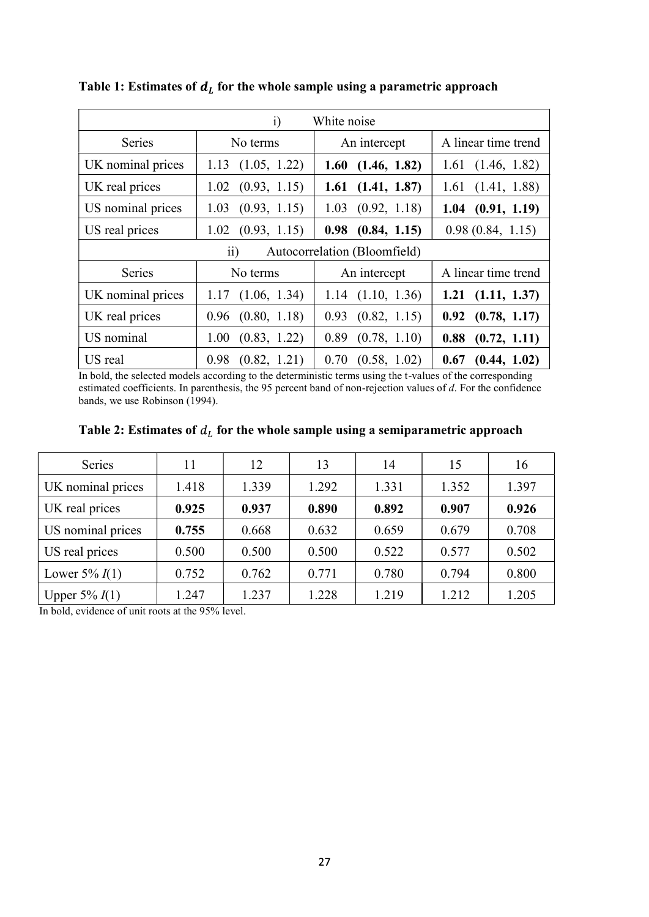**Table 1: Estimates of $d_L$ for the whole sample using a parametric approach**

| i) White noise | | | |
|---|---|---|---|
| Series | No terms | An intercept | A linear time trend |
| UK nominal prices | 1.13 (1.05, 1.22) | **1.60 (1.46, 1.82)** | 1.61 (1.46, 1.82) |
| UK real prices | 1.02 (0.93, 1.15) | **1.61 (1.41, 1.87)** | 1.61 (1.41, 1.88) |
| US nominal prices | 1.03 (0.93, 1.15) | 1.03 (0.92, 1.18) | **1.04 (0.91, 1.19)** |
| US real prices | 1.02 (0.93, 1.15) | **0.98 (0.84, 1.15)** | 0.98 (0.84, 1.15) |
| ii) Autocorrelation (Bloomfield) | | | |
| Series | No terms | An intercept | A linear time trend |
| UK nominal prices | 1.17 (1.06, 1.34) | 1.14 (1.10, 1.36) | **1.21 (1.11, 1.37)** |
| UK real prices | 0.96 (0.80, 1.18) | 0.93 (0.82, 1.15) | **0.92 (0.78, 1.17)** |
| US nominal | 1.00 (0.83, 1.22) | 0.89 (0.78, 1.10) | **0.88 (0.72, 1.11)** |
| US real | 0.98 (0.82, 1.21) | 0.70 (0.58, 1.02) | **0.67 (0.44, 1.02)** |

In bold, the selected models according to the deterministic terms using the t-values of the corresponding estimated coefficients. In parenthesis, the 95 percent band of non-rejection values of *d*. For the confidence bands, we use Robinson (1994).

**Table 2: Estimates of $d_L$ for the whole sample using a semiparametric approach**

| Series | 11 | 12 | 13 | 14 | 15 | 16 |
|---|---|---|---|---|---|---|
| UK nominal prices | 1.418 | 1.339 | 1.292 | 1.331 | 1.352 | 1.397 |
| UK real prices | **0.925** | **0.937** | **0.890** | **0.892** | **0.907** | **0.926** |
| US nominal prices | **0.755** | 0.668 | 0.632 | 0.659 | 0.679 | 0.708 |
| US real prices | 0.500 | 0.500 | 0.500 | 0.522 | 0.577 | 0.502 |
| Lower 5% $I(1)$ | 0.752 | 0.762 | 0.771 | 0.780 | 0.794 | 0.800 |
| Upper 5% $I(1)$ | 1.247 | 1.237 | 1.228 | 1.219 | 1.212 | 1.205 |

In bold, evidence of unit roots at the 95% level.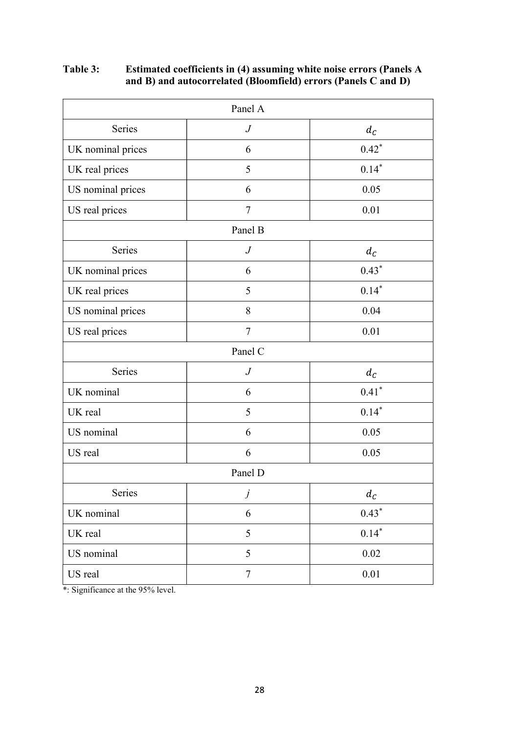**Table 3: Estimated coefficients in (4) assuming white noise errors (Panels A and B) and autocorrelated (Bloomfield) errors (Panels C and D)**

| Panel A | | |
|---|---|---|
| Series | $J$ | $d_C$ |
| UK nominal prices | 6 | 0.42* |
| UK real prices | 5 | 0.14* |
| US nominal prices | 6 | 0.05 |
| US real prices | 7 | 0.01 |
| **Panel B** | | |
| Series | $J$ | $d_C$ |
| UK nominal prices | 6 | 0.43* |
| UK real prices | 5 | 0.14* |
| US nominal prices | 8 | 0.04 |
| US real prices | 7 | 0.01 |
| **Panel C** | | |
| Series | $J$ | $d_C$ |
| UK nominal | 6 | 0.41* |
| UK real | 5 | 0.14* |
| US nominal | 6 | 0.05 |
| US real | 6 | 0.05 |
| **Panel D** | | |
| Series | $j$ | $d_C$ |
| UK nominal | 6 | 0.43* |
| UK real | 5 | 0.14* |
| US nominal | 5 | 0.02 |
| US real | 7 | 0.01 |

*: Significance at the 95% level.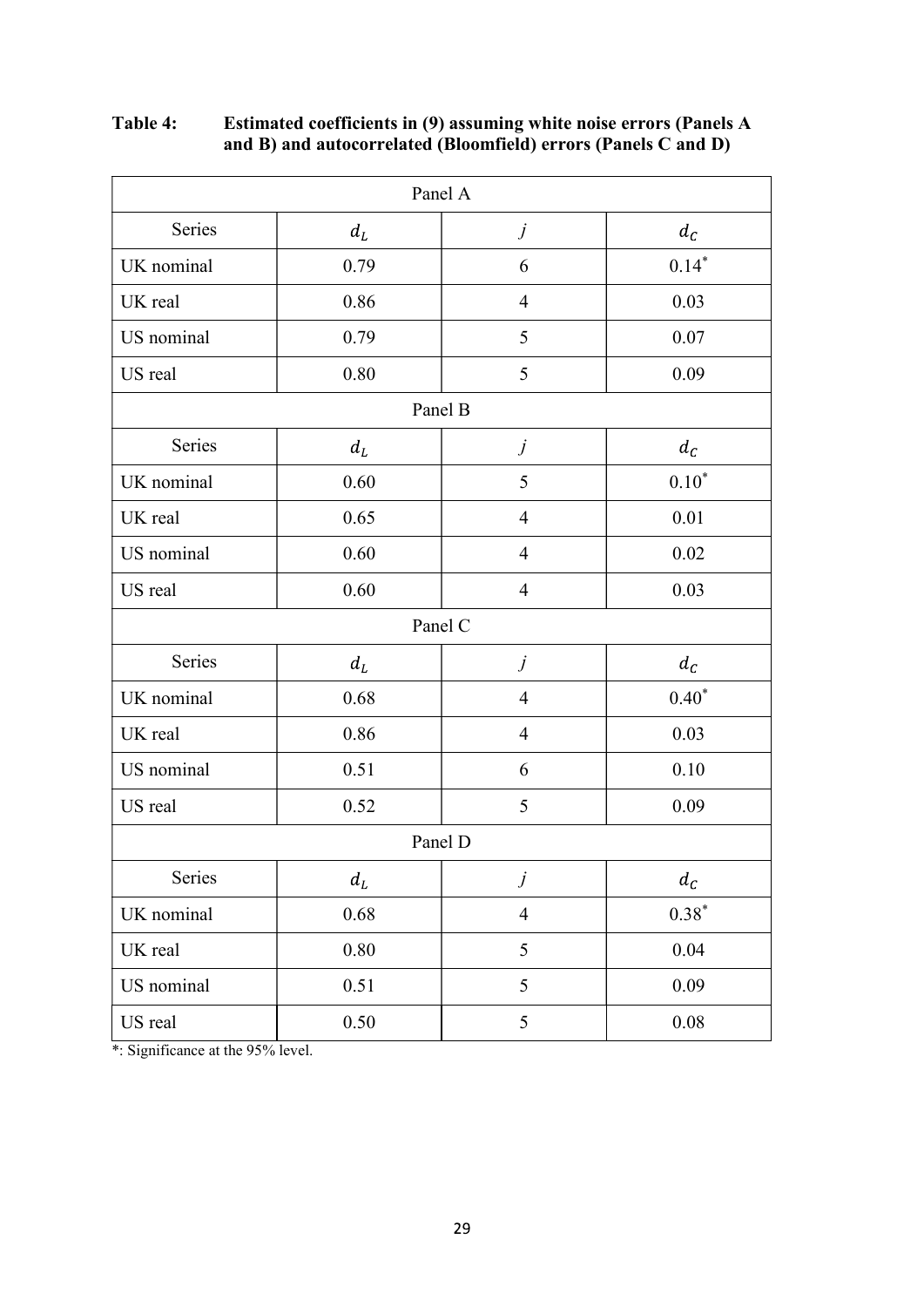**Table 4: Estimated coefficients in (9) assuming white noise errors (Panels A and B) and autocorrelated (Bloomfield) errors (Panels C and D)**

| Panel A | | | |
|---|---|---|---|
| Series | $d_L$ | $j$ | $d_C$ |
| UK nominal | 0.79 | 6 | 0.14* |
| UK real | 0.86 | 4 | 0.03 |
| US nominal | 0.79 | 5 | 0.07 |
| US real | 0.80 | 5 | 0.09 |
| **Panel B** | | | |
| Series | $d_L$ | $j$ | $d_C$ |
| UK nominal | 0.60 | 5 | 0.10* |
| UK real | 0.65 | 4 | 0.01 |
| US nominal | 0.60 | 4 | 0.02 |
| US real | 0.60 | 4 | 0.03 |
| **Panel C** | | | |
| Series | $d_L$ | $j$ | $d_C$ |
| UK nominal | 0.68 | 4 | 0.40* |
| UK real | 0.86 | 4 | 0.03 |
| US nominal | 0.51 | 6 | 0.10 |
| US real | 0.52 | 5 | 0.09 |
| **Panel D** | | | |
| Series | $d_L$ | $j$ | $d_C$ |
| UK nominal | 0.68 | 4 | 0.38* |
| UK real | 0.80 | 5 | 0.04 |
| US nominal | 0.51 | 5 | 0.09 |
| US real | 0.50 | 5 | 0.08 |

*: Significance at the 95% level.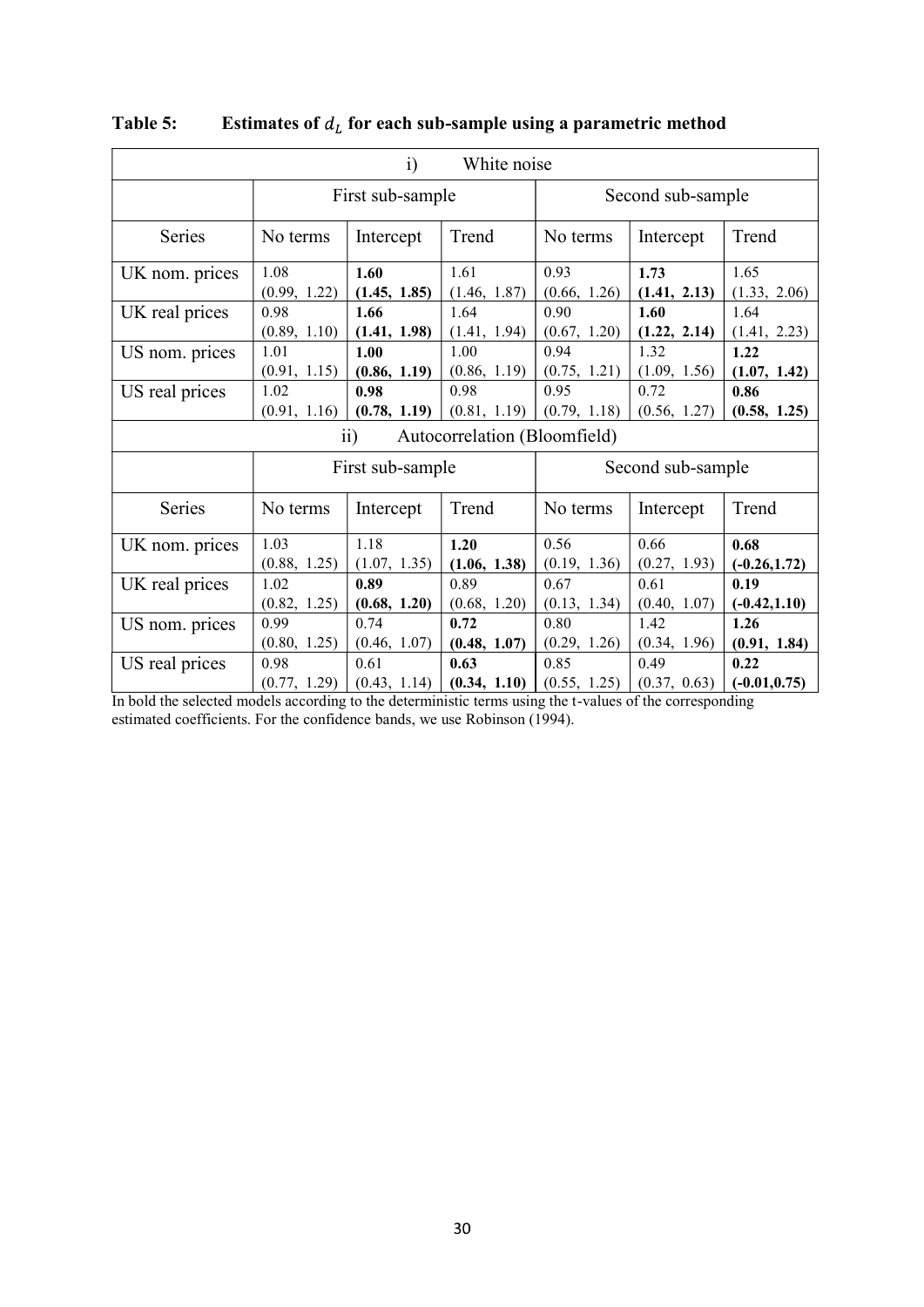**Table 5: Estimates of $d_L$ for each sub-sample using a parametric method**

| i) White noise | | | | | | |
|---|---|---|---|---|---|---|
| | First sub-sample | | | Second sub-sample | | |
| Series | No terms | Intercept | Trend | No terms | Intercept | Trend |
| UK nom. prices | 1.08 (0.99, 1.22) | **1.60 (1.45, 1.85)** | 1.61 (1.46, 1.87) | 0.93 (0.66, 1.26) | **1.73 (1.41, 2.13)** | 1.65 (1.33, 2.06) |
| UK real prices | 0.98 (0.89, 1.10) | **1.66 (1.41, 1.98)** | 1.64 (1.41, 1.94) | 0.90 (0.67, 1.20) | **1.60 (1.22, 2.14)** | 1.64 (1.41, 2.23) |
| US nom. prices | 1.01 (0.91, 1.15) | **1.00 (0.86, 1.19)** | 1.00 (0.86, 1.19) | 0.94 (0.75, 1.21) | 1.32 (1.09, 1.56) | **1.22 (1.07, 1.42)** |
| US real prices | 1.02 (0.91, 1.16) | **0.98 (0.78, 1.19)** | 0.98 (0.81, 1.19) | 0.95 (0.79, 1.18) | 0.72 (0.56, 1.27) | **0.86 (0.58, 1.25)** |
| **ii) Autocorrelation (Bloomfield)** | | | | | | |
| | First sub-sample | | | Second sub-sample | | |
| Series | No terms | Intercept | Trend | No terms | Intercept | Trend |
| UK nom. prices | 1.03 (0.88, 1.25) | 1.18 (1.07, 1.35) | **1.20 (1.06, 1.38)** | 0.56 (0.19, 1.36) | 0.66 (0.27, 1.93) | **0.68 (-0.26,1.72)** |
| UK real prices | 1.02 (0.82, 1.25) | **0.89 (0.68, 1.20)** | 0.89 (0.68, 1.20) | 0.67 (0.13, 1.34) | 0.61 (0.40, 1.07) | **0.19 (-0.42,1.10)** |
| US nom. prices | 0.99 (0.80, 1.25) | 0.74 (0.46, 1.07) | **0.72 (0.48, 1.07)** | 0.80 (0.29, 1.26) | 1.42 (0.34, 1.96) | **1.26 (0.91, 1.84)** |
| US real prices | 0.98 (0.77, 1.29) | 0.61 (0.43, 1.14) | **0.63 (0.34, 1.10)** | 0.85 (0.55, 1.25) | 0.49 (0.37, 0.63) | **0.22 (-0.01,0.75)** |

In bold the selected models according to the deterministic terms using the t-values of the corresponding estimated coefficients. For the confidence bands, we use Robinson (1994).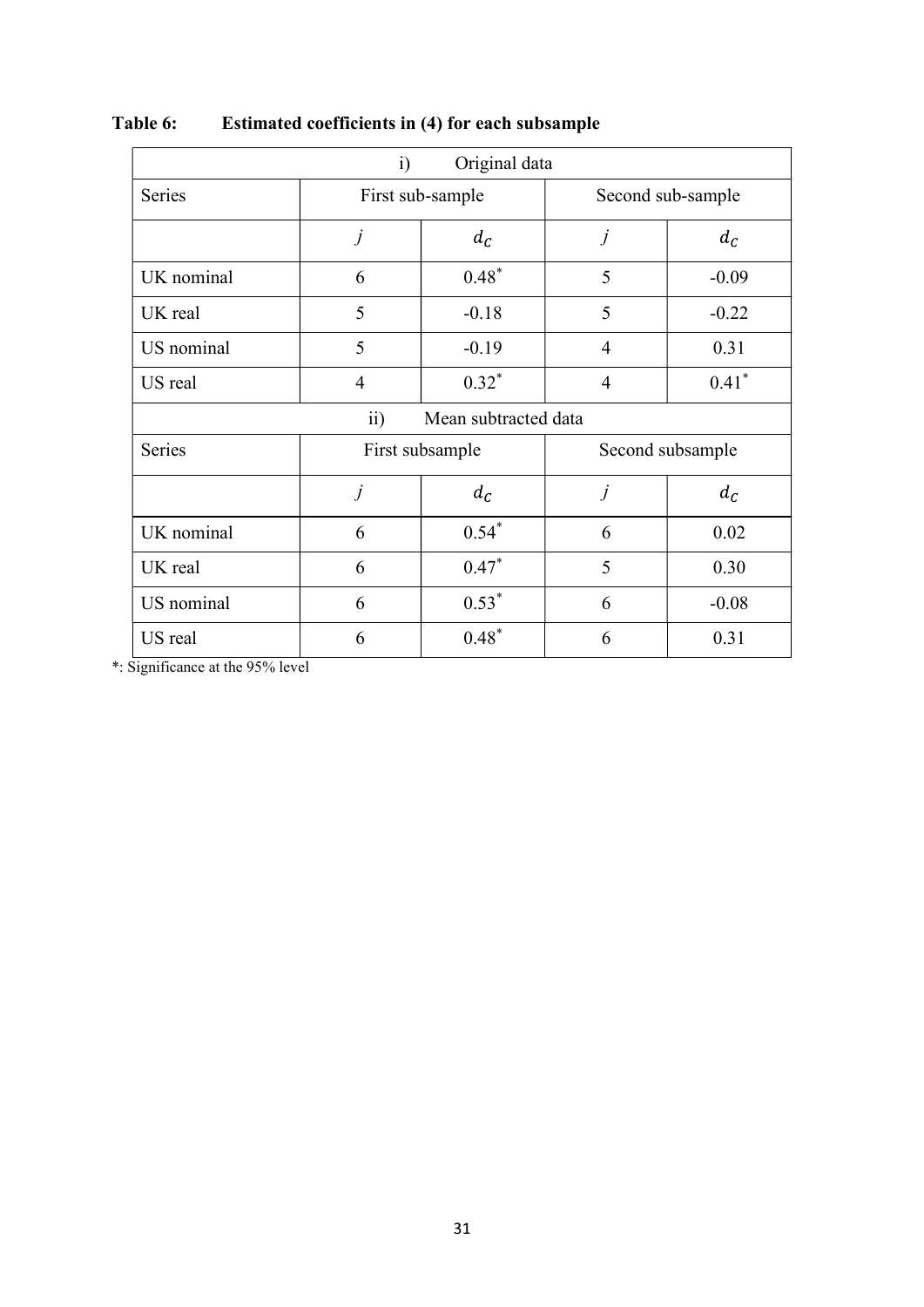**Table 6: Estimated coefficients in (4) for each subsample**

| i) Original data | | | | |
|---|---|---|---|---|
| Series | First sub-sample | | Second sub-sample | |
| | $j$ | $d_C$ | $j$ | $d_C$ |
| UK nominal | 6 | 0.48* | 5 | -0.09 |
| UK real | 5 | -0.18 | 5 | -0.22 |
| US nominal | 5 | -0.19 | 4 | 0.31 |
| US real | 4 | 0.32* | 4 | 0.41* |
| **ii) Mean subtracted data** | | | | |
| Series | First subsample | | Second subsample | |
| | $j$ | $d_C$ | $j$ | $d_C$ |
| UK nominal | 6 | 0.54* | 6 | 0.02 |
| UK real | 6 | 0.47* | 5 | 0.30 |
| US nominal | 6 | 0.53* | 6 | -0.08 |
| US real | 6 | 0.48* | 6 | 0.31 |

*: Significance at the 95% level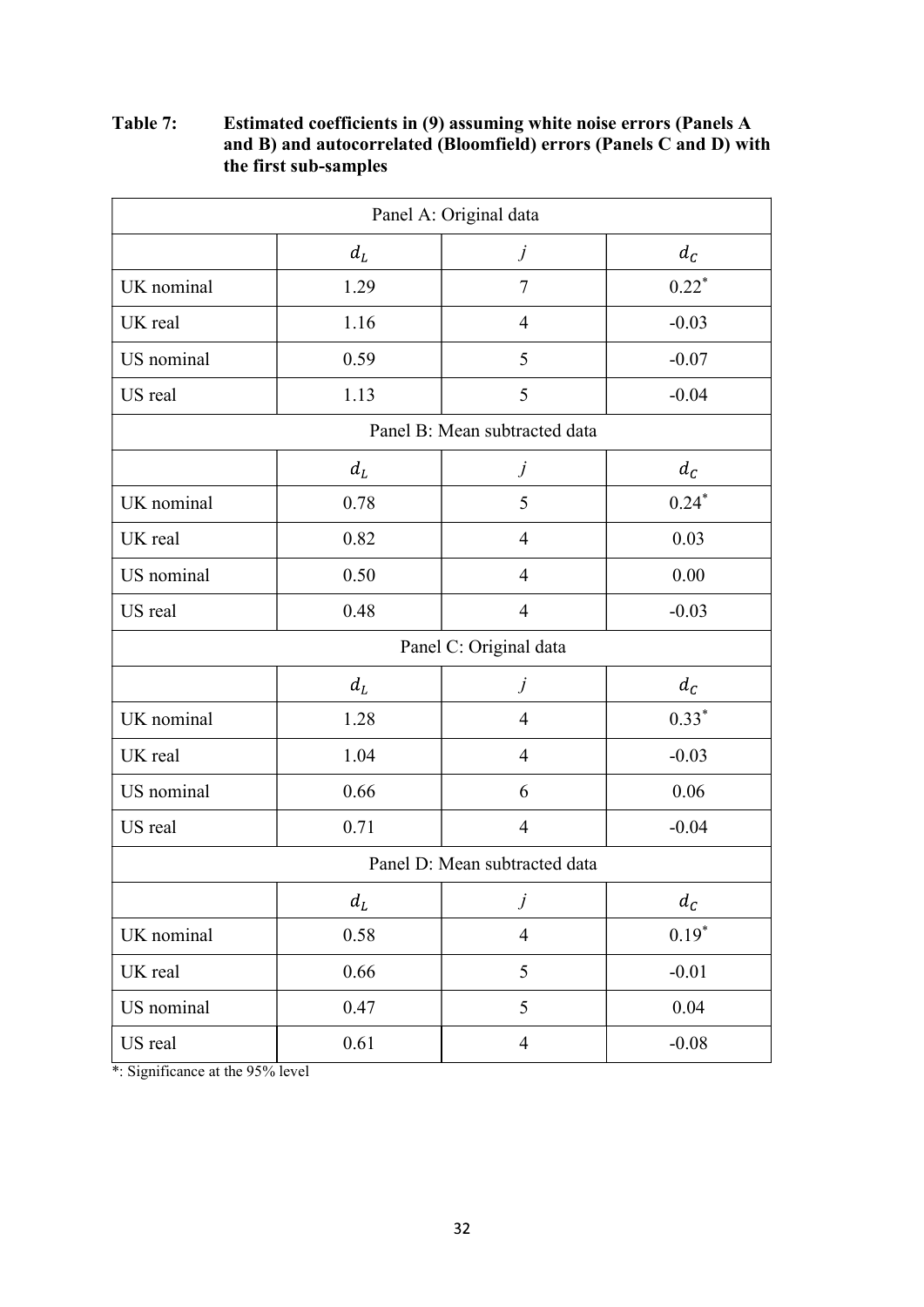**Table 7: Estimated coefficients in (9) assuming white noise errors (Panels A and B) and autocorrelated (Bloomfield) errors (Panels C and D) with the first sub-samples**

| Panel A: Original data | | | |
|---|---|---|---|
| | $d_L$ | $j$ | $d_C$ |
| UK nominal | 1.29 | 7 | $0.22^*$ |
| UK real | 1.16 | 4 | -0.03 |
| US nominal | 0.59 | 5 | -0.07 |
| US real | 1.13 | 5 | -0.04 |
| **Panel B: Mean subtracted data** | | | |
| | $d_L$ | $j$ | $d_C$ |
| UK nominal | 0.78 | 5 | $0.24^*$ |
| UK real | 0.82 | 4 | 0.03 |
| US nominal | 0.50 | 4 | 0.00 |
| US real | 0.48 | 4 | -0.03 |
| **Panel C: Original data** | | | |
| | $d_L$ | $j$ | $d_C$ |
| UK nominal | 1.28 | 4 | $0.33^*$ |
| UK real | 1.04 | 4 | -0.03 |
| US nominal | 0.66 | 6 | 0.06 |
| US real | 0.71 | 4 | -0.04 |
| **Panel D: Mean subtracted data** | | | |
| | $d_L$ | $j$ | $d_C$ |
| UK nominal | 0.58 | 4 | $0.19^*$ |
| UK real | 0.66 | 5 | -0.01 |
| US nominal | 0.47 | 5 | 0.04 |
| US real | 0.61 | 4 | -0.08 |

*: Significance at the 95% level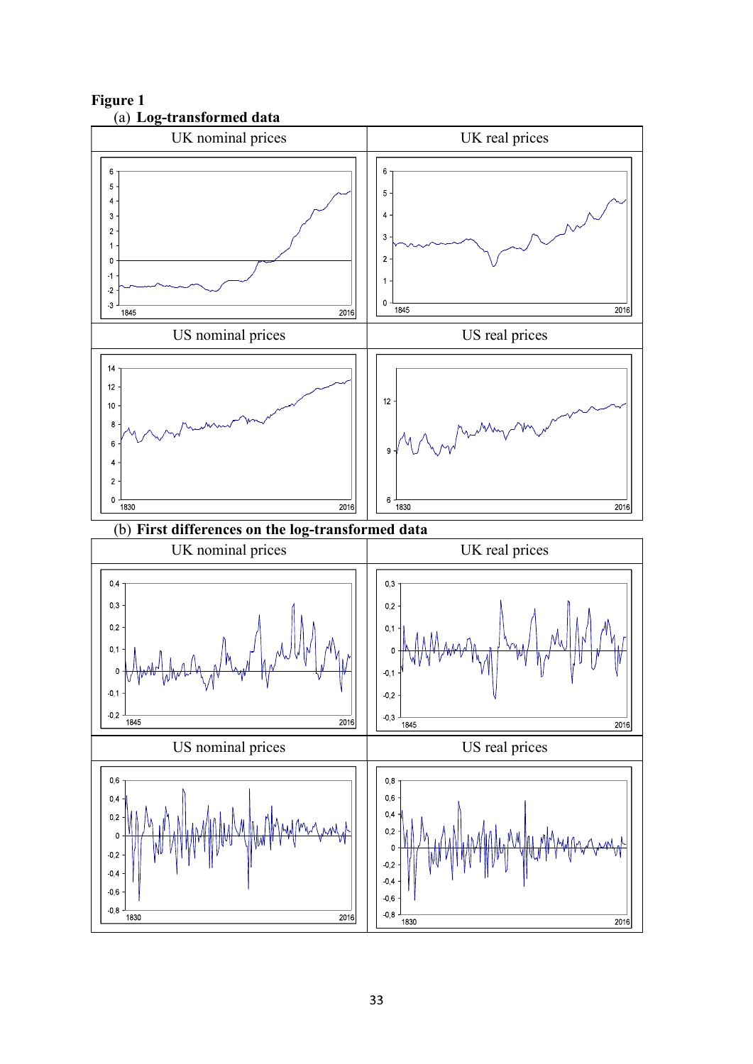**Figure 1**

(a) **Log-transformed data**

UK nominal prices

6
5
4
3
2
1
0
-1
-2
-3
1845
2016

UK real prices

6
5
4
3
2
1
0
1845
2016

US nominal prices

14
12
10
8
6
4
2
0
1830
2016

US real prices

12
9
6
1830
2016

(b) **First differences on the log-transformed data**

UK nominal prices

0,4
0,3
0,2
0,1
0
-0,1
-0,2
1845
2016

UK real prices

0,3
0,2
0,1
0
-0,1
-0,2
-0,3
1845
2016

US nominal prices

0,6
0,4
0,2
0
-0,2
-0,4
-0,6
-0,8
1830
2016

US real prices

0,8
0,6
0,4
0,2
0
-0,2
-0,4
-0,6
-0,8
1830
2016